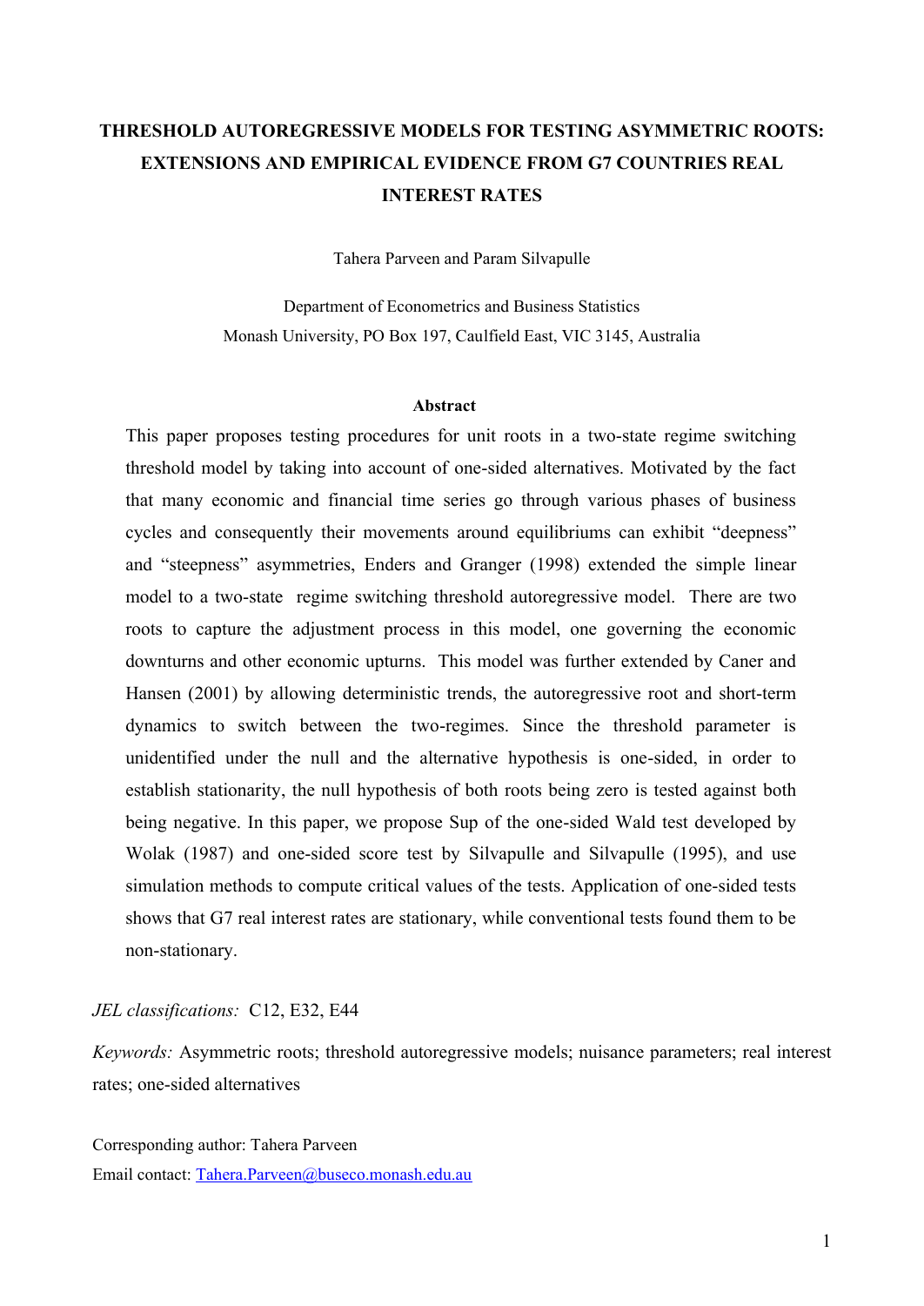# THRESHOLD AUTOREGRESSIVE MODELS FOR TESTING ASYMMETRIC ROOTS: EXTENSIONS AND EMPIRICAL EVIDENCE FROM G7 COUNTRIES REAL INTEREST RATES

Tahera Parveen and Param Silvapulle

Department of Econometrics and Business Statistics
Monash University, PO Box 197, Caulfield East, VIC 3145, Australia

**Abstract**

This paper proposes testing procedures for unit roots in a two-state regime switching threshold model by taking into account of one-sided alternatives. Motivated by the fact that many economic and financial time series go through various phases of business cycles and consequently their movements around equilibriums can exhibit "deepness" and "steepness" asymmetries, Enders and Granger (1998) extended the simple linear model to a two-state regime switching threshold autoregressive model. There are two roots to capture the adjustment process in this model, one governing the economic downturns and other economic upturns. This model was further extended by Caner and Hansen (2001) by allowing deterministic trends, the autoregressive root and short-term dynamics to switch between the two-regimes. Since the threshold parameter is unidentified under the null and the alternative hypothesis is one-sided, in order to establish stationarity, the null hypothesis of both roots being zero is tested against both being negative. In this paper, we propose Sup of the one-sided Wald test developed by Wolak (1987) and one-sided score test by Silvapulle and Silvapulle (1995), and use simulation methods to compute critical values of the tests. Application of one-sided tests shows that G7 real interest rates are stationary, while conventional tests found them to be non-stationary.

*JEL classifications:* C12, E32, E44

*Keywords:* Asymmetric roots; threshold autoregressive models; nuisance parameters; real interest rates; one-sided alternatives

Corresponding author: Tahera Parveen

Email contact: Tahera.Parveen@buseco.monash.edu.au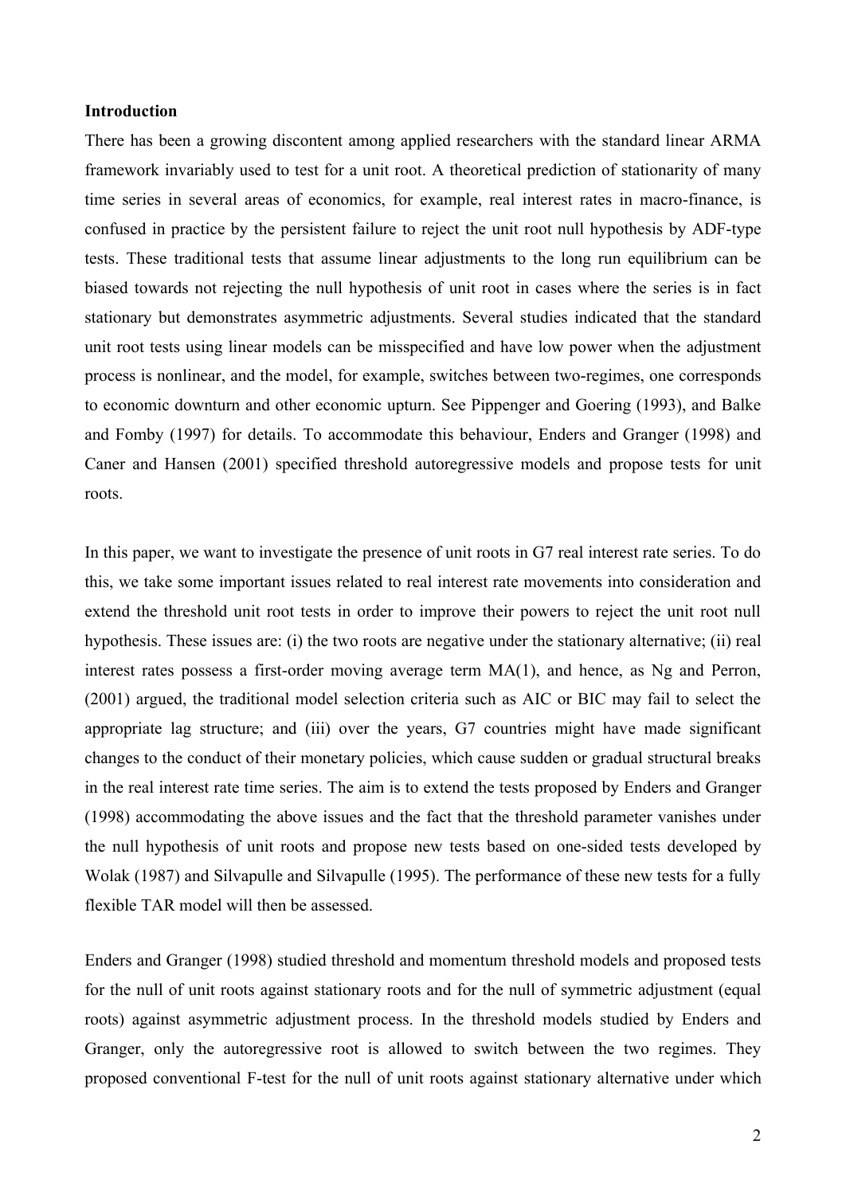**Introduction**

There has been a growing discontent among applied researchers with the standard linear ARMA framework invariably used to test for a unit root. A theoretical prediction of stationarity of many time series in several areas of economics, for example, real interest rates in macro-finance, is confused in practice by the persistent failure to reject the unit root null hypothesis by ADF-type tests. These traditional tests that assume linear adjustments to the long run equilibrium can be biased towards not rejecting the null hypothesis of unit root in cases where the series is in fact stationary but demonstrates asymmetric adjustments. Several studies indicated that the standard unit root tests using linear models can be misspecified and have low power when the adjustment process is nonlinear, and the model, for example, switches between two-regimes, one corresponds to economic downturn and other economic upturn. See Pippenger and Goering (1993), and Balke and Fomby (1997) for details. To accommodate this behaviour, Enders and Granger (1998) and Caner and Hansen (2001) specified threshold autoregressive models and propose tests for unit roots.

In this paper, we want to investigate the presence of unit roots in G7 real interest rate series. To do this, we take some important issues related to real interest rate movements into consideration and extend the threshold unit root tests in order to improve their powers to reject the unit root null hypothesis. These issues are: (i) the two roots are negative under the stationary alternative; (ii) real interest rates possess a first-order moving average term MA(1), and hence, as Ng and Perron, (2001) argued, the traditional model selection criteria such as AIC or BIC may fail to select the appropriate lag structure; and (iii) over the years, G7 countries might have made significant changes to the conduct of their monetary policies, which cause sudden or gradual structural breaks in the real interest rate time series. The aim is to extend the tests proposed by Enders and Granger (1998) accommodating the above issues and the fact that the threshold parameter vanishes under the null hypothesis of unit roots and propose new tests based on one-sided tests developed by Wolak (1987) and Silvapulle and Silvapulle (1995). The performance of these new tests for a fully flexible TAR model will then be assessed.

Enders and Granger (1998) studied threshold and momentum threshold models and proposed tests for the null of unit roots against stationary roots and for the null of symmetric adjustment (equal roots) against asymmetric adjustment process. In the threshold models studied by Enders and Granger, only the autoregressive root is allowed to switch between the two regimes. They proposed conventional F-test for the null of unit roots against stationary alternative under which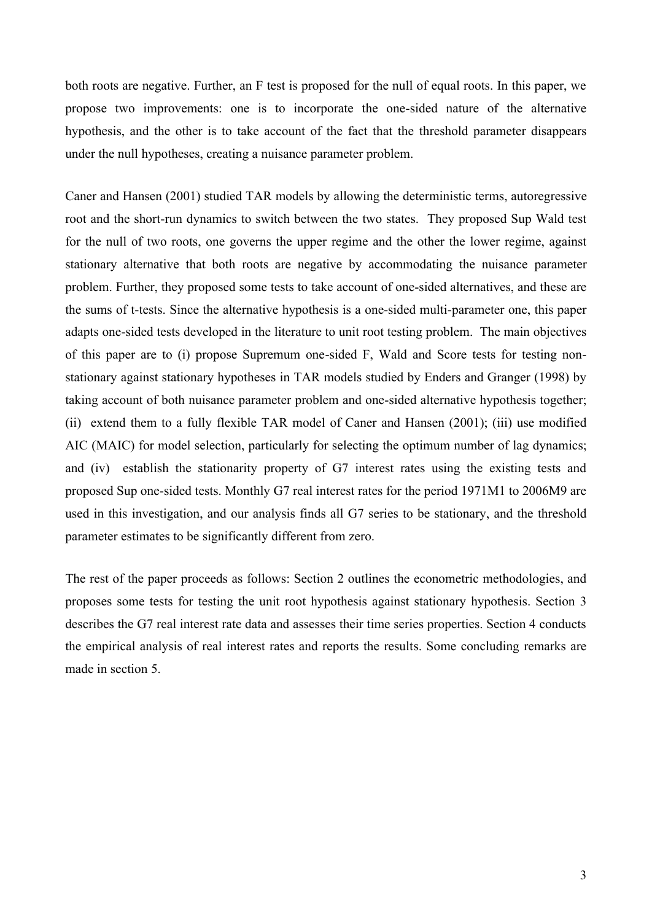both roots are negative. Further, an F test is proposed for the null of equal roots. In this paper, we propose two improvements: one is to incorporate the one-sided nature of the alternative hypothesis, and the other is to take account of the fact that the threshold parameter disappears under the null hypotheses, creating a nuisance parameter problem.

Caner and Hansen (2001) studied TAR models by allowing the deterministic terms, autoregressive root and the short-run dynamics to switch between the two states. They proposed Sup Wald test for the null of two roots, one governs the upper regime and the other the lower regime, against stationary alternative that both roots are negative by accommodating the nuisance parameter problem. Further, they proposed some tests to take account of one-sided alternatives, and these are the sums of t-tests. Since the alternative hypothesis is a one-sided multi-parameter one, this paper adapts one-sided tests developed in the literature to unit root testing problem. The main objectives of this paper are to (i) propose Supremum one-sided F, Wald and Score tests for testing non-stationary against stationary hypotheses in TAR models studied by Enders and Granger (1998) by taking account of both nuisance parameter problem and one-sided alternative hypothesis together; (ii) extend them to a fully flexible TAR model of Caner and Hansen (2001); (iii) use modified AIC (MAIC) for model selection, particularly for selecting the optimum number of lag dynamics; and (iv) establish the stationarity property of G7 interest rates using the existing tests and proposed Sup one-sided tests. Monthly G7 real interest rates for the period 1971M1 to 2006M9 are used in this investigation, and our analysis finds all G7 series to be stationary, and the threshold parameter estimates to be significantly different from zero.

The rest of the paper proceeds as follows: Section 2 outlines the econometric methodologies, and proposes some tests for testing the unit root hypothesis against stationary hypothesis. Section 3 describes the G7 real interest rate data and assesses their time series properties. Section 4 conducts the empirical analysis of real interest rates and reports the results. Some concluding remarks are made in section 5.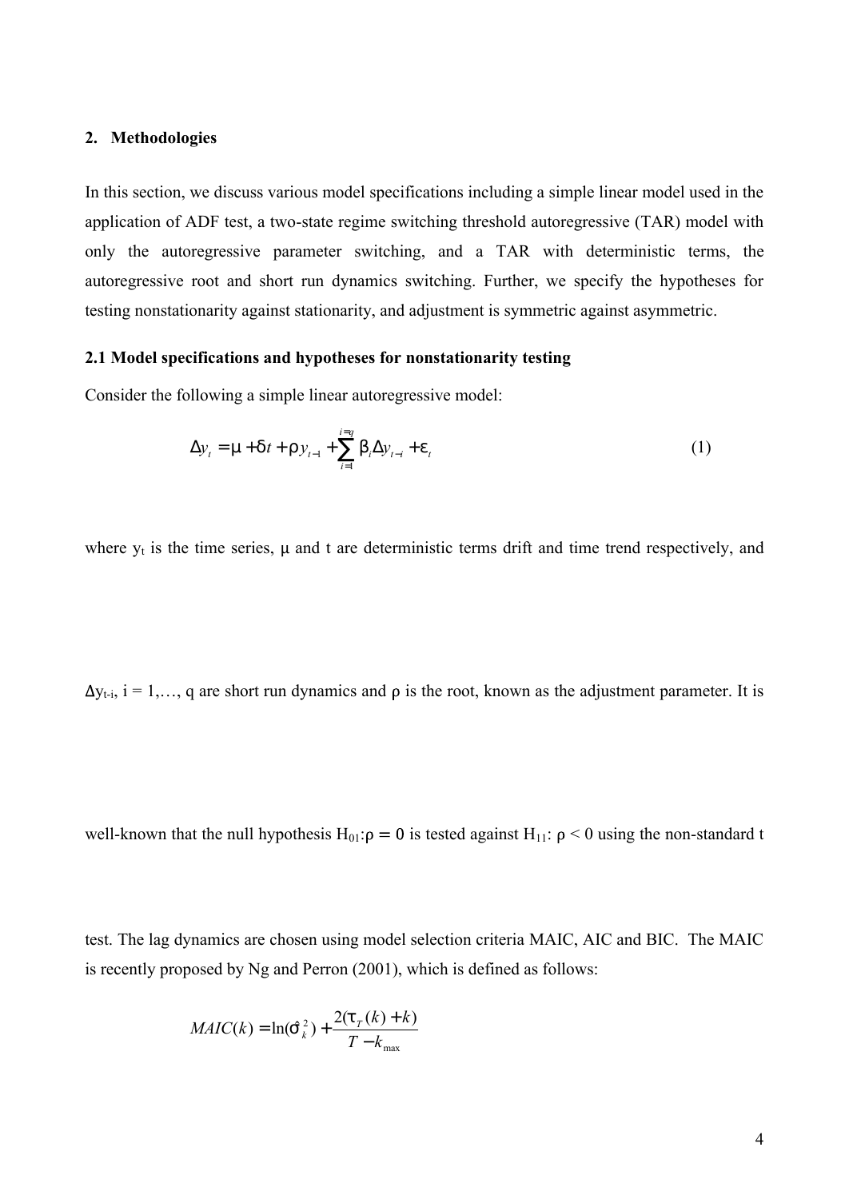## 2. Methodologies

In this section, we discuss various model specifications including a simple linear model used in the application of ADF test, a two-state regime switching threshold autoregressive (TAR) model with only the autoregressive parameter switching, and a TAR with deterministic terms, the autoregressive root and short run dynamics switching. Further, we specify the hypotheses for testing nonstationarity against stationarity, and adjustment is symmetric against asymmetric.

### 2.1 Model specifications and hypotheses for nonstationarity testing

Consider the following a simple linear autoregressive model:

$$\Delta y_t = \mu + \delta t + \rho y_{t-1} + \sum_{i=1}^{i=q} \beta_i \Delta y_{t-i} + \varepsilon_t \tag{1}$$

where $y_t$ is the time series, $\mu$ and t are deterministic terms drift and time trend respectively, and

$\Delta y_{t-i}$, i = 1,…, q are short run dynamics and $\rho$ is the root, known as the adjustment parameter. It is

well-known that the null hypothesis $H_{01}$:$\rho = 0$ is tested against $H_{11}$: $\rho < 0$ using the non-standard t

test. The lag dynamics are chosen using model selection criteria MAIC, AIC and BIC. The MAIC is recently proposed by Ng and Perron (2001), which is defined as follows:

$$MAIC(k) = \ln(\hat{\sigma}_k^2) + \frac{2(\tau_T(k) + k)}{T - k_{\max}}$$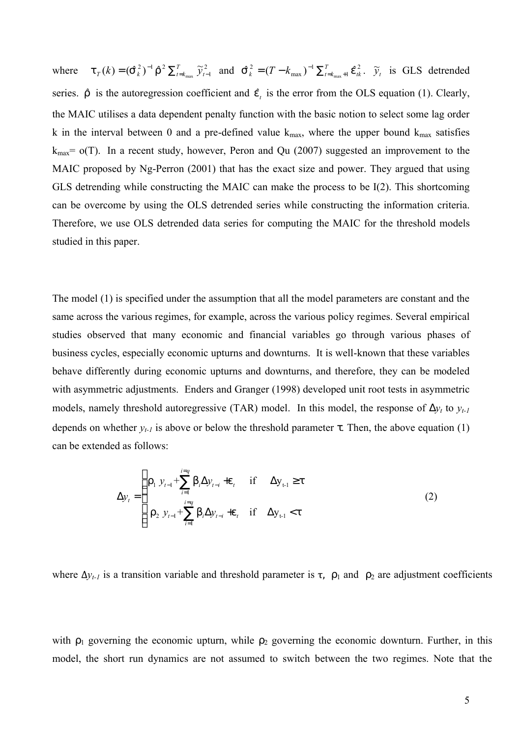where $\tau_T(k) = (\hat{\sigma}_k^2)^{-1} \hat{\rho}^2 \sum_{t=k_{max}}^{T} \tilde{y}_{t-1}^2$ and $\hat{\sigma}_k^2 = (T - k_{max})^{-1} \sum_{t=k_{max}+1}^{T} \hat{\varepsilon}_{tk}^2$. $\tilde{y}_t$ is GLS detrended series. $\hat{\rho}$ is the autoregression coefficient and $\hat{\varepsilon}_t$ is the error from the OLS equation (1). Clearly, the MAIC utilises a data dependent penalty function with the basic notion to select some lag order k in the interval between 0 and a pre-defined value $k_{max}$, where the upper bound $k_{max}$ satisfies $k_{max} = o(T)$. In a recent study, however, Peron and Qu (2007) suggested an improvement to the MAIC proposed by Ng-Perron (2001) that has the exact size and power. They argued that using GLS detrending while constructing the MAIC can make the process to be I(2). This shortcoming can be overcome by using the OLS detrended series while constructing the information criteria. Therefore, we use OLS detrended data series for computing the MAIC for the threshold models studied in this paper.

The model (1) is specified under the assumption that all the model parameters are constant and the same across the various regimes, for example, across the various policy regimes. Several empirical studies observed that many economic and financial variables go through various phases of business cycles, especially economic upturns and downturns. It is well-known that these variables behave differently during economic upturns and downturns, and therefore, they can be modeled with asymmetric adjustments. Enders and Granger (1998) developed unit root tests in asymmetric models, namely threshold autoregressive (TAR) model. In this model, the response of $\Delta y_t$ to $y_{t-1}$ depends on whether $y_{t-1}$ is above or below the threshold parameter $\tau$. Then, the above equation (1) can be extended as follows:

$$\Delta y_t = \begin{cases} \rho_1 y_{t-1} + \sum_{i=1}^{i=q} \beta_i \Delta y_{t-i} + \varepsilon_t & \text{if} \quad \Delta y_{t-1} \geq \tau \\ \rho_2 y_{t-1} + \sum_{i=1}^{i=q} \beta_i \Delta y_{t-i} + \varepsilon_t & \text{if} \quad \Delta y_{t-1} < \tau \end{cases} \tag{2}$$

where $\Delta y_{t-1}$ is a transition variable and threshold parameter is $\tau$, $\rho_1$ and $\rho_2$ are adjustment coefficients with $\rho_1$ governing the economic upturn, while $\rho_2$ governing the economic downturn. Further, in this model, the short run dynamics are not assumed to switch between the two regimes. Note that the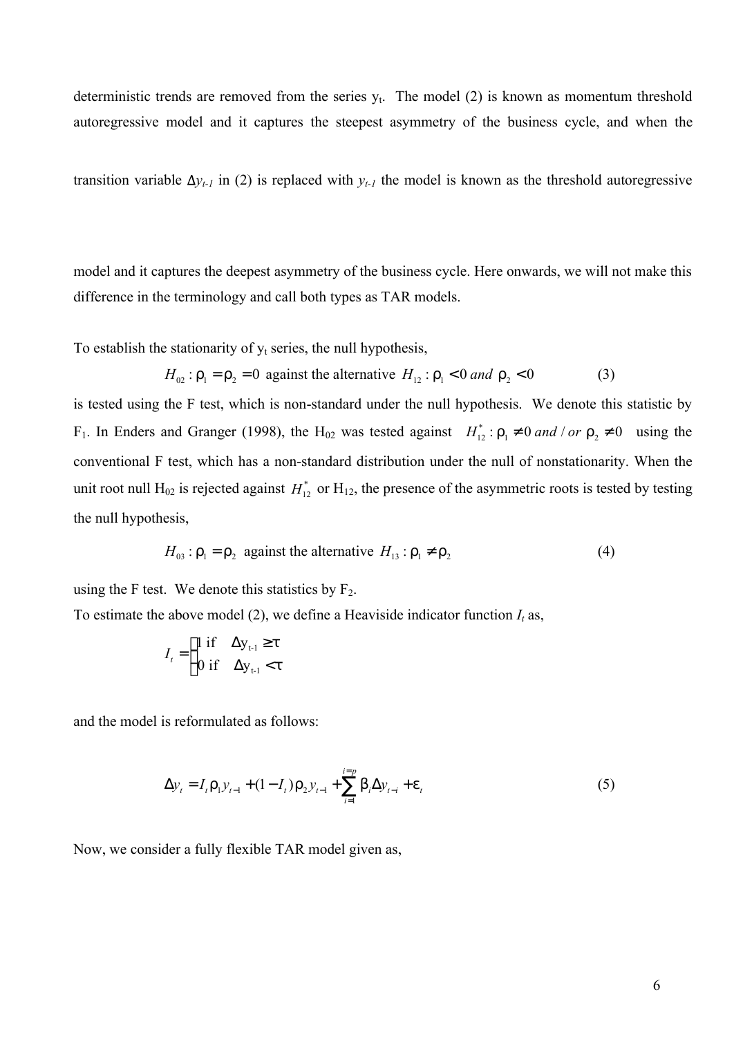deterministic trends are removed from the series $y_t$. The model (2) is known as momentum threshold autoregressive model and it captures the steepest asymmetry of the business cycle, and when the transition variable $\Delta y_{t-1}$ in (2) is replaced with $y_{t-1}$ the model is known as the threshold autoregressive model and it captures the deepest asymmetry of the business cycle. Here onwards, we will not make this difference in the terminology and call both types as TAR models.

To establish the stationarity of $y_t$ series, the null hypothesis,

$$H_{02} : \rho_1 = \rho_2 = 0 \text{ against the alternative } H_{12} : \rho_1 < 0 \text{ and } \rho_2 < 0 \tag{3}$$

is tested using the F test, which is non-standard under the null hypothesis. We denote this statistic by $F_1$. In Enders and Granger (1998), the $H_{02}$ was tested against $H_{12}^* : \rho_1 \neq 0 \text{ and / or } \rho_2 \neq 0$ using the conventional F test, which has a non-standard distribution under the null of nonstationarity. When the unit root null $H_{02}$ is rejected against $H_{12}^*$ or $H_{12}$, the presence of the asymmetric roots is tested by testing the null hypothesis,

$$H_{03} : \rho_1 = \rho_2 \text{ against the alternative } H_{13} : \rho_1 \neq \rho_2 \tag{4}$$

using the F test. We denote this statistics by $F_2$.

To estimate the above model (2), we define a Heaviside indicator function $I_t$ as,

$$I_t = \begin{cases} 1 \text{ if } & \Delta y_{t-1} \geq \tau \\ 0 \text{ if } & \Delta y_{t-1} < \tau \end{cases}$$

and the model is reformulated as follows:

$$\Delta y_t = I_t \rho_1 y_{t-1} + (1 - I_t) \rho_2 y_{t-1} + \sum_{i=1}^{i=p} \beta_i \Delta y_{t-i} + \varepsilon_t \tag{5}$$

Now, we consider a fully flexible TAR model given as,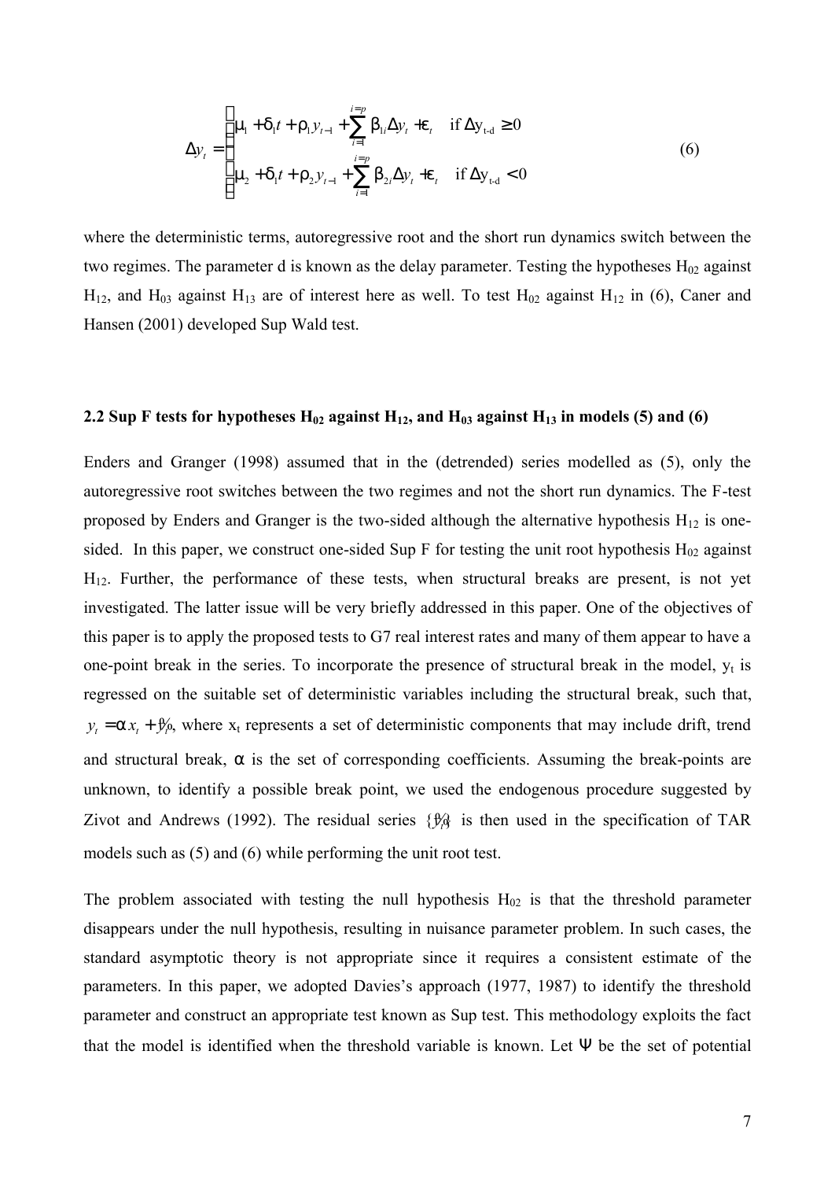$$\Delta y_t = \begin{cases} \mu_1 + \delta_1 t + \rho_1 y_{t-1} + \sum_{i=1}^{i=p} \beta_{1i} \Delta y_t + \varepsilon_t & \text{if } \Delta y_{t-d} \geq 0 \\ \mu_2 + \delta_1 t + \rho_2 y_{t-1} + \sum_{i=1}^{i=p} \beta_{2i} \Delta y_t + \varepsilon_t & \text{if } \Delta y_{t-d} < 0 \end{cases} \tag{6}$$

where the deterministic terms, autoregressive root and the short run dynamics switch between the two regimes. The parameter d is known as the delay parameter. Testing the hypotheses $H_{02}$ against $H_{12}$, and $H_{03}$ against $H_{13}$ are of interest here as well. To test $H_{02}$ against $H_{12}$ in (6), Caner and Hansen (2001) developed Sup Wald test.

## 2.2 Sup F tests for hypotheses $H_{02}$ against $H_{12}$, and $H_{03}$ against $H_{13}$ in models (5) and (6)

Enders and Granger (1998) assumed that in the (detrended) series modelled as (5), only the autoregressive root switches between the two regimes and not the short run dynamics. The F-test proposed by Enders and Granger is the two-sided although the alternative hypothesis $H_{12}$ is one-sided. In this paper, we construct one-sided Sup F for testing the unit root hypothesis $H_{02}$ against $H_{12}$. Further, the performance of these tests, when structural breaks are present, is not yet investigated. The latter issue will be very briefly addressed in this paper. One of the objectives of this paper is to apply the proposed tests to G7 real interest rates and many of them appear to have a one-point break in the series. To incorporate the presence of structural break in the model, $y_t$ is regressed on the suitable set of deterministic variables including the structural break, such that, $y_t = \alpha x_t + \tilde{y}_t$, where $x_t$ represents a set of deterministic components that may include drift, trend and structural break, $\alpha$ is the set of corresponding coefficients. Assuming the break-points are unknown, to identify a possible break point, we used the endogenous procedure suggested by Zivot and Andrews (1992). The residual series $\{\tilde{y}_t\}$ is then used in the specification of TAR models such as (5) and (6) while performing the unit root test.

The problem associated with testing the null hypothesis $H_{02}$ is that the threshold parameter disappears under the null hypothesis, resulting in nuisance parameter problem. In such cases, the standard asymptotic theory is not appropriate since it requires a consistent estimate of the parameters. In this paper, we adopted Davies's approach (1977, 1987) to identify the threshold parameter and construct an appropriate test known as Sup test. This methodology exploits the fact that the model is identified when the threshold variable is known. Let $\Psi$ be the set of potential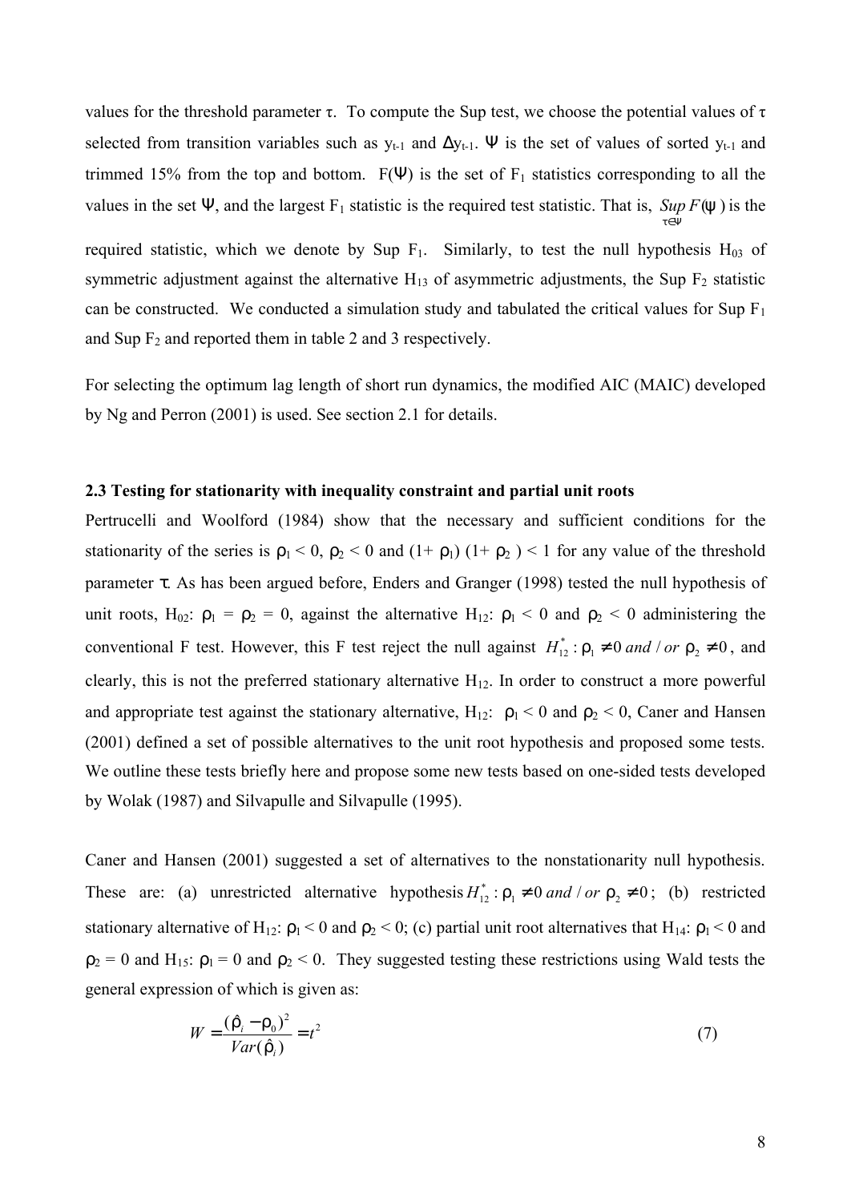values for the threshold parameter $\tau$. To compute the Sup test, we choose the potential values of $\tau$ selected from transition variables such as $y_{t-1}$ and $\Delta y_{t-1}$. $\Psi$ is the set of values of sorted $y_{t-1}$ and trimmed 15% from the top and bottom. $F(\Psi)$ is the set of $F_1$ statistics corresponding to all the values in the set $\Psi$, and the largest $F_1$ statistic is the required test statistic. That is, $\underset{\tau \in \Psi}{Sup}\, F(\psi)$ is the required statistic, which we denote by Sup $F_1$. Similarly, to test the null hypothesis $H_{03}$ of symmetric adjustment against the alternative $H_{13}$ of asymmetric adjustments, the Sup $F_2$ statistic can be constructed. We conducted a simulation study and tabulated the critical values for Sup $F_1$ and Sup $F_2$ and reported them in table 2 and 3 respectively.

For selecting the optimum lag length of short run dynamics, the modified AIC (MAIC) developed by Ng and Perron (2001) is used. See section 2.1 for details.

### 2.3 Testing for stationarity with inequality constraint and partial unit roots

Pertrucelli and Woolford (1984) show that the necessary and sufficient conditions for the stationarity of the series is $\rho_1 < 0$, $\rho_2 < 0$ and $(1+ \rho_1)(1+ \rho_2) < 1$ for any value of the threshold parameter $\tau$. As has been argued before, Enders and Granger (1998) tested the null hypothesis of unit roots, $H_{02}$: $\rho_1 = \rho_2 = 0$, against the alternative $H_{12}$: $\rho_1 < 0$ and $\rho_2 < 0$ administering the conventional F test. However, this F test reject the null against $H_{12}^{*}: \rho_1 \neq 0 \; and/or \; \rho_2 \neq 0$, and clearly, this is not the preferred stationary alternative $H_{12}$. In order to construct a more powerful and appropriate test against the stationary alternative, $H_{12}$: $\rho_1 < 0$ and $\rho_2 < 0$, Caner and Hansen (2001) defined a set of possible alternatives to the unit root hypothesis and proposed some tests. We outline these tests briefly here and propose some new tests based on one-sided tests developed by Wolak (1987) and Silvapulle and Silvapulle (1995).

Caner and Hansen (2001) suggested a set of alternatives to the nonstationarity null hypothesis. These are: (a) unrestricted alternative hypothesis $H_{12}^{*}: \rho_1 \neq 0 \; and/or \; \rho_2 \neq 0$; (b) restricted stationary alternative of $H_{12}$: $\rho_1 < 0$ and $\rho_2 < 0$; (c) partial unit root alternatives that $H_{14}$: $\rho_1 < 0$ and $\rho_2 = 0$ and $H_{15}$: $\rho_1 = 0$ and $\rho_2 < 0$. They suggested testing these restrictions using Wald tests the general expression of which is given as:

$$W = \frac{(\hat{\rho}_i - \rho_0)^2}{Var(\hat{\rho}_i)} = t^2 \qquad (7)$$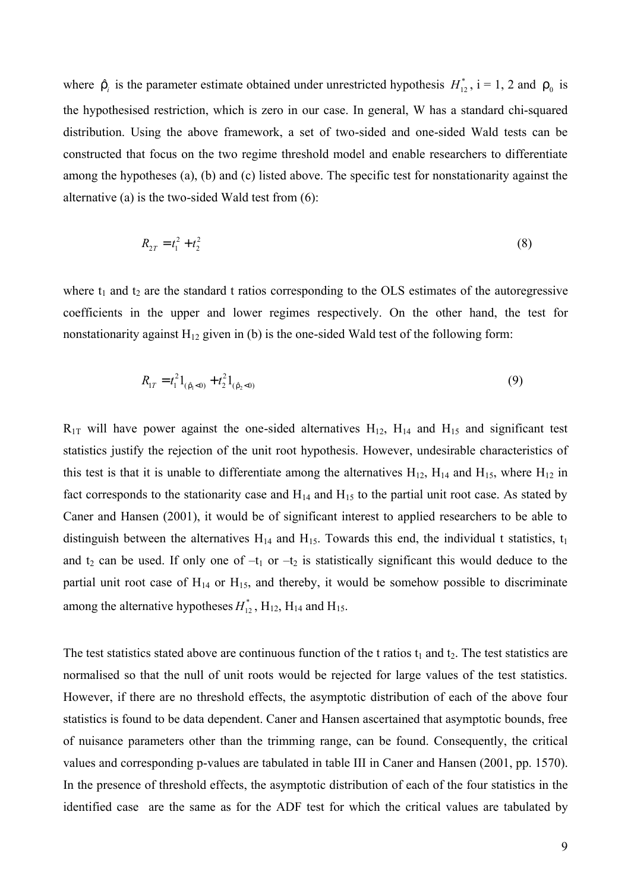where $\hat{\rho}_i$ is the parameter estimate obtained under unrestricted hypothesis $H_{12}^*$, i = 1, 2 and $\rho_0$ is the hypothesised restriction, which is zero in our case. In general, W has a standard chi-squared distribution. Using the above framework, a set of two-sided and one-sided Wald tests can be constructed that focus on the two regime threshold model and enable researchers to differentiate among the hypotheses (a), (b) and (c) listed above. The specific test for nonstationarity against the alternative (a) is the two-sided Wald test from (6):

$$R_{2T} = t_1^2 + t_2^2 \tag{8}$$

where $t_1$ and $t_2$ are the standard t ratios corresponding to the OLS estimates of the autoregressive coefficients in the upper and lower regimes respectively. On the other hand, the test for nonstationarity against $H_{12}$ given in (b) is the one-sided Wald test of the following form:

$$R_{1T} = t_1^2 1_{(\hat{\rho}_1 < 0)} + t_2^2 1_{(\hat{\rho}_2 < 0)} \tag{9}$$

$R_{1T}$ will have power against the one-sided alternatives $H_{12}$, $H_{14}$ and $H_{15}$ and significant test statistics justify the rejection of the unit root hypothesis. However, undesirable characteristics of this test is that it is unable to differentiate among the alternatives $H_{12}$, $H_{14}$ and $H_{15}$, where $H_{12}$ in fact corresponds to the stationarity case and $H_{14}$ and $H_{15}$ to the partial unit root case. As stated by Caner and Hansen (2001), it would be of significant interest to applied researchers to be able to distinguish between the alternatives $H_{14}$ and $H_{15}$. Towards this end, the individual t statistics, $t_1$ and $t_2$ can be used. If only one of $-t_1$ or $-t_2$ is statistically significant this would deduce to the partial unit root case of $H_{14}$ or $H_{15}$, and thereby, it would be somehow possible to discriminate among the alternative hypotheses $H_{12}^*$, $H_{12}$, $H_{14}$ and $H_{15}$.

The test statistics stated above are continuous function of the t ratios $t_1$ and $t_2$. The test statistics are normalised so that the null of unit roots would be rejected for large values of the test statistics. However, if there are no threshold effects, the asymptotic distribution of each of the above four statistics is found to be data dependent. Caner and Hansen ascertained that asymptotic bounds, free of nuisance parameters other than the trimming range, can be found. Consequently, the critical values and corresponding p-values are tabulated in table III in Caner and Hansen (2001, pp. 1570). In the presence of threshold effects, the asymptotic distribution of each of the four statistics in the identified case are the same as for the ADF test for which the critical values are tabulated by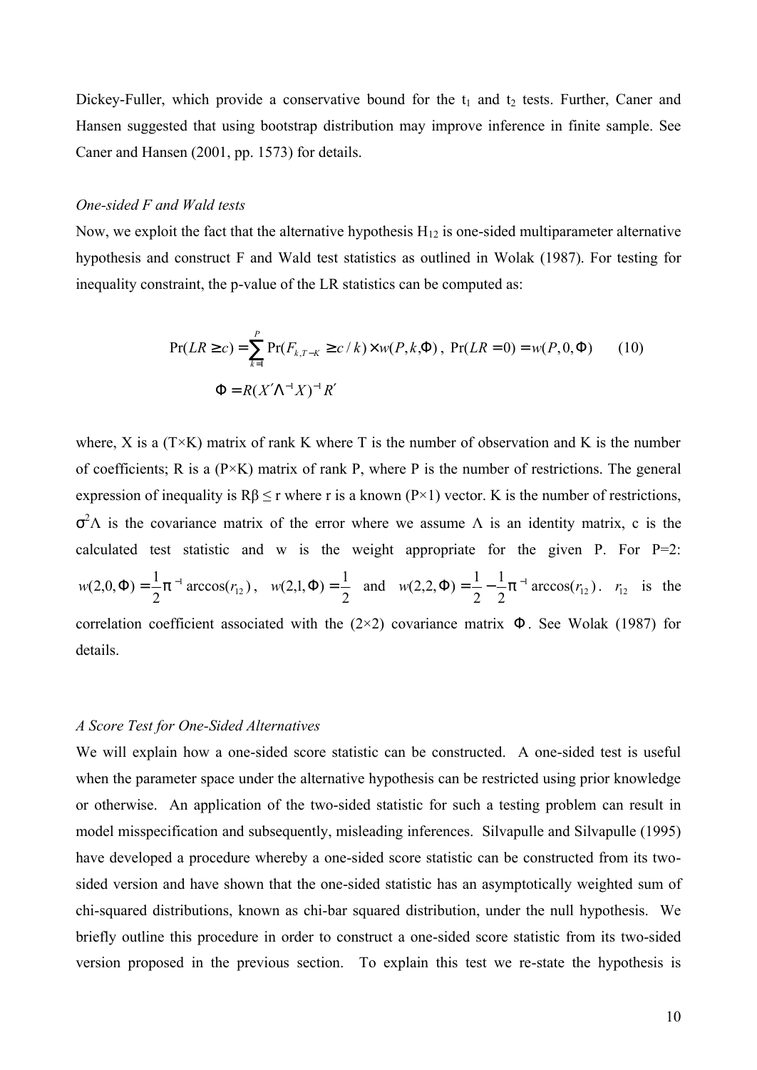Dickey-Fuller, which provide a conservative bound for the $t_1$ and $t_2$ tests. Further, Caner and Hansen suggested that using bootstrap distribution may improve inference in finite sample. See Caner and Hansen (2001, pp. 1573) for details.

*One-sided F and Wald tests*

Now, we exploit the fact that the alternative hypothesis $H_{12}$ is one-sided multiparameter alternative hypothesis and construct F and Wald test statistics as outlined in Wolak (1987). For testing for inequality constraint, the p-value of the LR statistics can be computed as:

$$\Pr(LR \geq c) = \sum_{k=1}^{P} \Pr(F_{k,T-K} \geq c/k) \times w(P,k,\Phi)\,,\ \Pr(LR = 0) = w(P,0,\Phi) \qquad (10)$$

$$\Phi = R(X'\Lambda^{-1}X)^{-1}R'$$

where, X is a (T×K) matrix of rank K where T is the number of observation and K is the number of coefficients; R is a (P×K) matrix of rank P, where P is the number of restrictions. The general expression of inequality is $R\beta \leq r$ where r is a known (P×1) vector. K is the number of restrictions, $\sigma^2\Lambda$ is the covariance matrix of the error where we assume $\Lambda$ is an identity matrix, c is the calculated test statistic and w is the weight appropriate for the given P. For P=2: $w(2,0,\Phi) = \frac{1}{2}\pi^{-1}\arccos(r_{12})$, $w(2,1,\Phi) = \frac{1}{2}$ and $w(2,2,\Phi) = \frac{1}{2} - \frac{1}{2}\pi^{-1}\arccos(r_{12})$. $r_{12}$ is the correlation coefficient associated with the (2×2) covariance matrix $\Phi$. See Wolak (1987) for details.

*A Score Test for One-Sided Alternatives*

We will explain how a one-sided score statistic can be constructed. A one-sided test is useful when the parameter space under the alternative hypothesis can be restricted using prior knowledge or otherwise. An application of the two-sided statistic for such a testing problem can result in model misspecification and subsequently, misleading inferences. Silvapulle and Silvapulle (1995) have developed a procedure whereby a one-sided score statistic can be constructed from its two-sided version and have shown that the one-sided statistic has an asymptotically weighted sum of chi-squared distributions, known as chi-bar squared distribution, under the null hypothesis. We briefly outline this procedure in order to construct a one-sided score statistic from its two-sided version proposed in the previous section. To explain this test we re-state the hypothesis is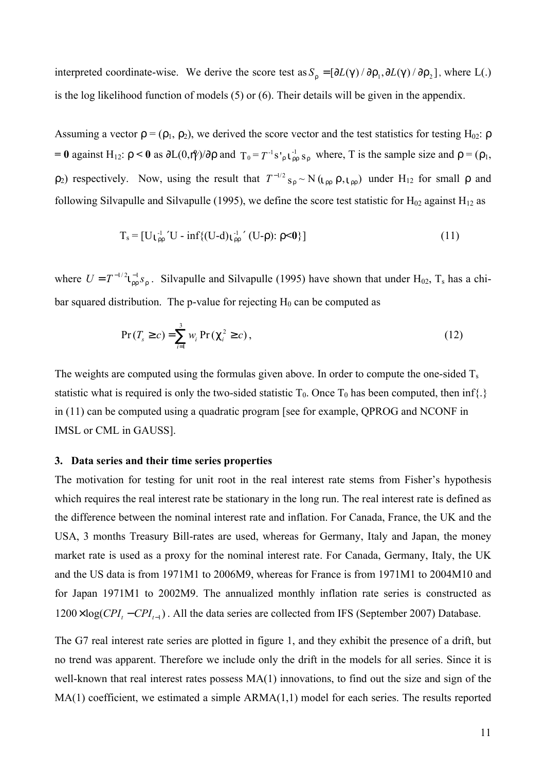interpreted coordinate-wise. We derive the score test as $S_\rho = [\partial L(\gamma)/\partial\rho_1, \partial L(\gamma)/\partial\rho_2]$, where L(.) is the log likelihood function of models (5) or (6). Their details will be given in the appendix.

Assuming a vector $\rho = (\rho_1, \rho_2)$, we derived the score vector and the test statistics for testing $H_{02}$: $\rho$ **= 0** against $H_{12}$: $\rho$ **< 0** as $\partial L(0,\hat{\gamma})/\partial\rho$ and $T_0 = T^{-1} s'_\rho \iota^{-1}_{\rho\rho} s_\rho$ where, T is the sample size and $\rho = (\rho_1, \rho_2)$ respectively. Now, using the result that $T^{-1/2} s_\rho \sim N(\iota_{\rho\rho}\rho, \iota_{\rho\rho})$ under $H_{12}$ for small $\rho$ and following Silvapulle and Silvapulle (1995), we define the score test statistic for $H_{02}$ against $H_{12}$ as

$$T_s = [U\iota^{-1}_{\rho\rho}{}'U - \inf\{(U-d)\iota^{-1}_{\rho\rho}{}'(U-\rho): \rho<\mathbf{0}\}] \tag{11}$$

where $U = T^{-1/2}\iota^{-1}_{\rho\rho} s_\rho$. Silvapulle and Silvapulle (1995) have shown that under $H_{02}$, $T_s$ has a chi-bar squared distribution. The p-value for rejecting $H_0$ can be computed as

$$\Pr(T_s \geq c) = \sum_{i=1}^{3} w_i \Pr(\chi^2_i \geq c), \tag{12}$$

The weights are computed using the formulas given above. In order to compute the one-sided $T_s$ statistic what is required is only the two-sided statistic $T_0$. Once $T_0$ has been computed, then inf{.} in (11) can be computed using a quadratic program [see for example, QPROG and NCONF in IMSL or CML in GAUSS].

### 3. Data series and their time series properties

The motivation for testing for unit root in the real interest rate stems from Fisher's hypothesis which requires the real interest rate be stationary in the long run. The real interest rate is defined as the difference between the nominal interest rate and inflation. For Canada, France, the UK and the USA, 3 months Treasury Bill-rates are used, whereas for Germany, Italy and Japan, the money market rate is used as a proxy for the nominal interest rate. For Canada, Germany, Italy, the UK and the US data is from 1971M1 to 2006M9, whereas for France is from 1971M1 to 2004M10 and for Japan 1971M1 to 2002M9. The annualized monthly inflation rate series is constructed as $1200 \times \log(CPI_t - CPI_{t-1})$. All the data series are collected from IFS (September 2007) Database.

The G7 real interest rate series are plotted in figure 1, and they exhibit the presence of a drift, but no trend was apparent. Therefore we include only the drift in the models for all series. Since it is well-known that real interest rates possess MA(1) innovations, to find out the size and sign of the MA(1) coefficient, we estimated a simple ARMA(1,1) model for each series. The results reported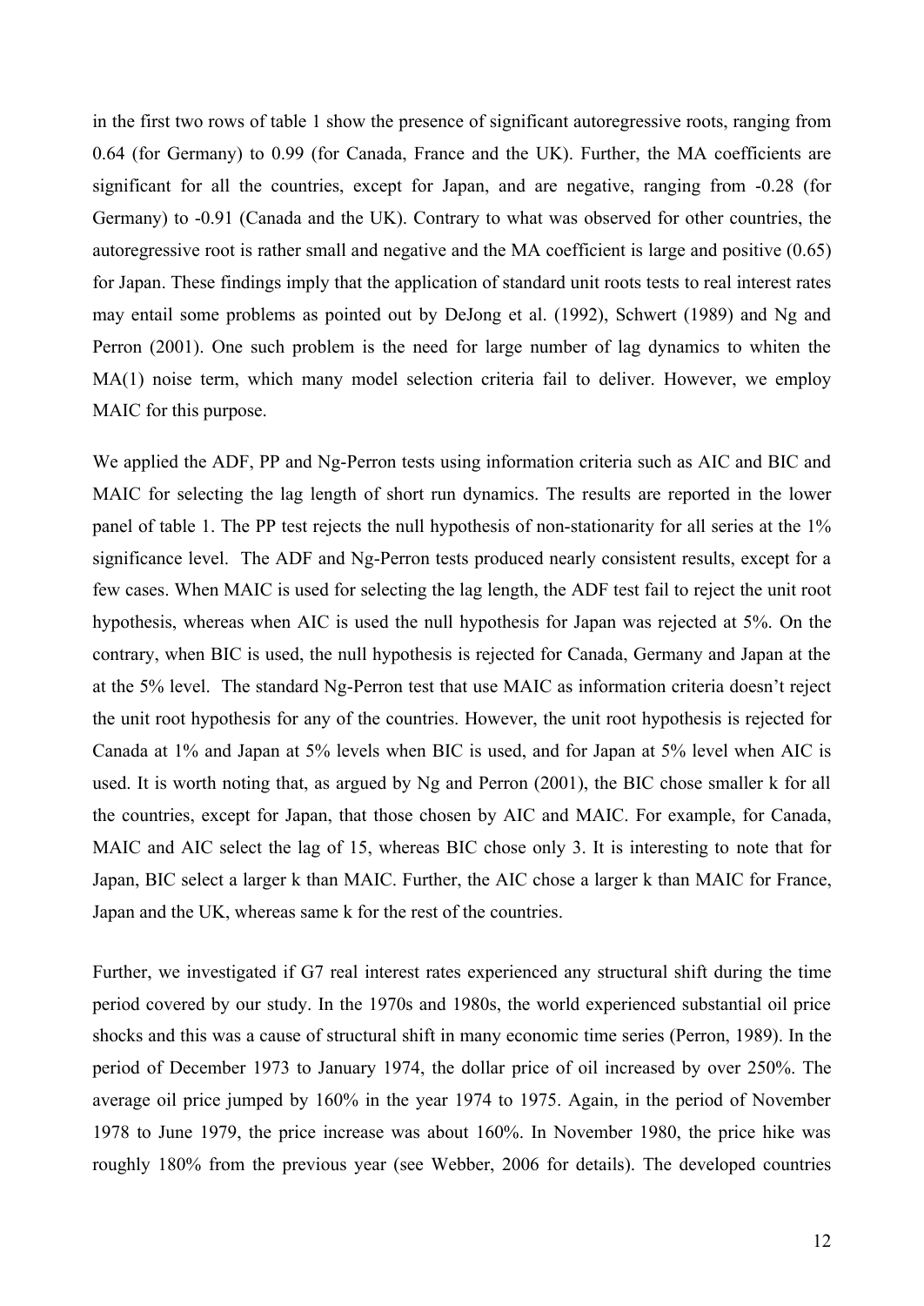in the first two rows of table 1 show the presence of significant autoregressive roots, ranging from 0.64 (for Germany) to 0.99 (for Canada, France and the UK). Further, the MA coefficients are significant for all the countries, except for Japan, and are negative, ranging from -0.28 (for Germany) to -0.91 (Canada and the UK). Contrary to what was observed for other countries, the autoregressive root is rather small and negative and the MA coefficient is large and positive (0.65) for Japan. These findings imply that the application of standard unit roots tests to real interest rates may entail some problems as pointed out by DeJong et al. (1992), Schwert (1989) and Ng and Perron (2001). One such problem is the need for large number of lag dynamics to whiten the MA(1) noise term, which many model selection criteria fail to deliver. However, we employ MAIC for this purpose.

We applied the ADF, PP and Ng-Perron tests using information criteria such as AIC and BIC and MAIC for selecting the lag length of short run dynamics. The results are reported in the lower panel of table 1. The PP test rejects the null hypothesis of non-stationarity for all series at the 1% significance level. The ADF and Ng-Perron tests produced nearly consistent results, except for a few cases. When MAIC is used for selecting the lag length, the ADF test fail to reject the unit root hypothesis, whereas when AIC is used the null hypothesis for Japan was rejected at 5%. On the contrary, when BIC is used, the null hypothesis is rejected for Canada, Germany and Japan at the at the 5% level. The standard Ng-Perron test that use MAIC as information criteria doesn't reject the unit root hypothesis for any of the countries. However, the unit root hypothesis is rejected for Canada at 1% and Japan at 5% levels when BIC is used, and for Japan at 5% level when AIC is used. It is worth noting that, as argued by Ng and Perron (2001), the BIC chose smaller k for all the countries, except for Japan, that those chosen by AIC and MAIC. For example, for Canada, MAIC and AIC select the lag of 15, whereas BIC chose only 3. It is interesting to note that for Japan, BIC select a larger k than MAIC. Further, the AIC chose a larger k than MAIC for France, Japan and the UK, whereas same k for the rest of the countries.

Further, we investigated if G7 real interest rates experienced any structural shift during the time period covered by our study. In the 1970s and 1980s, the world experienced substantial oil price shocks and this was a cause of structural shift in many economic time series (Perron, 1989). In the period of December 1973 to January 1974, the dollar price of oil increased by over 250%. The average oil price jumped by 160% in the year 1974 to 1975. Again, in the period of November 1978 to June 1979, the price increase was about 160%. In November 1980, the price hike was roughly 180% from the previous year (see Webber, 2006 for details). The developed countries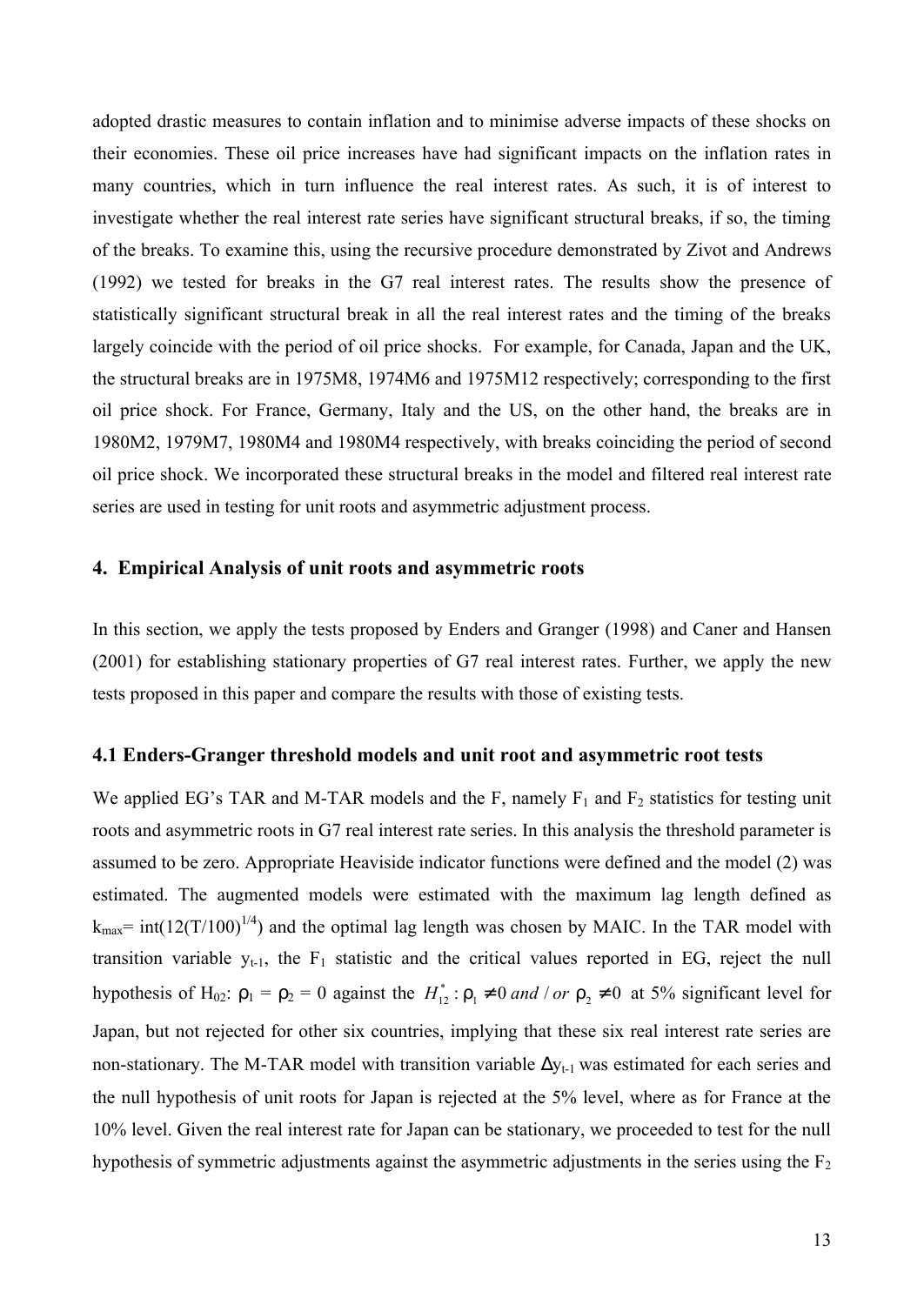adopted drastic measures to contain inflation and to minimise adverse impacts of these shocks on their economies. These oil price increases have had significant impacts on the inflation rates in many countries, which in turn influence the real interest rates. As such, it is of interest to investigate whether the real interest rate series have significant structural breaks, if so, the timing of the breaks. To examine this, using the recursive procedure demonstrated by Zivot and Andrews (1992) we tested for breaks in the G7 real interest rates. The results show the presence of statistically significant structural break in all the real interest rates and the timing of the breaks largely coincide with the period of oil price shocks. For example, for Canada, Japan and the UK, the structural breaks are in 1975M8, 1974M6 and 1975M12 respectively; corresponding to the first oil price shock. For France, Germany, Italy and the US, on the other hand, the breaks are in 1980M2, 1979M7, 1980M4 and 1980M4 respectively, with breaks coinciding the period of second oil price shock. We incorporated these structural breaks in the model and filtered real interest rate series are used in testing for unit roots and asymmetric adjustment process.

## 4. Empirical Analysis of unit roots and asymmetric roots

In this section, we apply the tests proposed by Enders and Granger (1998) and Caner and Hansen (2001) for establishing stationary properties of G7 real interest rates. Further, we apply the new tests proposed in this paper and compare the results with those of existing tests.

### 4.1 Enders-Granger threshold models and unit root and asymmetric root tests

We applied EG's TAR and M-TAR models and the F, namely $F_1$ and $F_2$ statistics for testing unit roots and asymmetric roots in G7 real interest rate series. In this analysis the threshold parameter is assumed to be zero. Appropriate Heaviside indicator functions were defined and the model (2) was estimated. The augmented models were estimated with the maximum lag length defined as $k_{max}= \text{int}(12(T/100)^{1/4})$ and the optimal lag length was chosen by MAIC. In the TAR model with transition variable $y_{t-1}$, the $F_1$ statistic and the critical values reported in EG, reject the null hypothesis of $H_{02}$: $\rho_1 = \rho_2 = 0$ against the $H_{12}^{*}: \rho_1 \neq 0 \; and \, / \, or \; \rho_2 \neq 0$ at 5% significant level for Japan, but not rejected for other six countries, implying that these six real interest rate series are non-stationary. The M-TAR model with transition variable $\Delta y_{t-1}$ was estimated for each series and the null hypothesis of unit roots for Japan is rejected at the 5% level, where as for France at the 10% level. Given the real interest rate for Japan can be stationary, we proceeded to test for the null hypothesis of symmetric adjustments against the asymmetric adjustments in the series using the $F_2$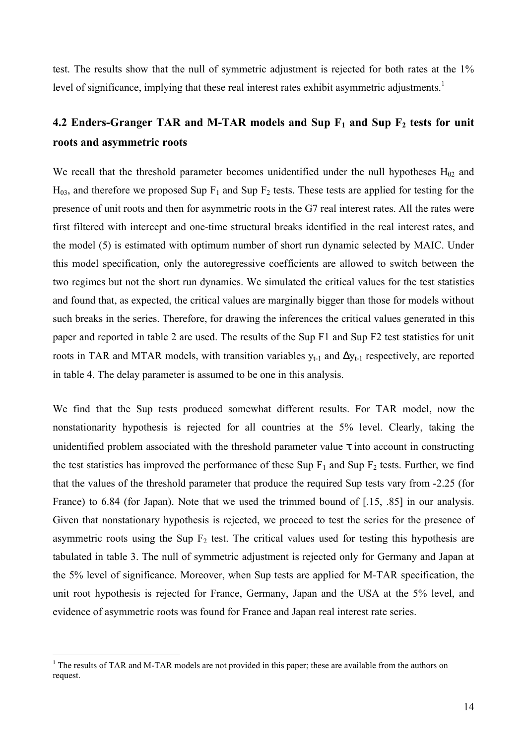test. The results show that the null of symmetric adjustment is rejected for both rates at the 1% level of significance, implying that these real interest rates exhibit asymmetric adjustments.[1]

## 4.2 Enders-Granger TAR and M-TAR models and Sup $F_1$ and Sup $F_2$ tests for unit roots and asymmetric roots

We recall that the threshold parameter becomes unidentified under the null hypotheses $H_{02}$ and $H_{03}$, and therefore we proposed Sup $F_1$ and Sup $F_2$ tests. These tests are applied for testing for the presence of unit roots and then for asymmetric roots in the G7 real interest rates. All the rates were first filtered with intercept and one-time structural breaks identified in the real interest rates, and the model (5) is estimated with optimum number of short run dynamic selected by MAIC. Under this model specification, only the autoregressive coefficients are allowed to switch between the two regimes but not the short run dynamics. We simulated the critical values for the test statistics and found that, as expected, the critical values are marginally bigger than those for models without such breaks in the series. Therefore, for drawing the inferences the critical values generated in this paper and reported in table 2 are used. The results of the Sup F1 and Sup F2 test statistics for unit roots in TAR and MTAR models, with transition variables $y_{t-1}$ and $\Delta y_{t-1}$ respectively, are reported in table 4. The delay parameter is assumed to be one in this analysis.

We find that the Sup tests produced somewhat different results. For TAR model, now the nonstationarity hypothesis is rejected for all countries at the 5% level. Clearly, taking the unidentified problem associated with the threshold parameter value $\tau$ into account in constructing the test statistics has improved the performance of these Sup $F_1$ and Sup $F_2$ tests. Further, we find that the values of the threshold parameter that produce the required Sup tests vary from -2.25 (for France) to 6.84 (for Japan). Note that we used the trimmed bound of [.15, .85] in our analysis. Given that nonstationary hypothesis is rejected, we proceed to test the series for the presence of asymmetric roots using the Sup $F_2$ test. The critical values used for testing this hypothesis are tabulated in table 3. The null of symmetric adjustment is rejected only for Germany and Japan at the 5% level of significance. Moreover, when Sup tests are applied for M-TAR specification, the unit root hypothesis is rejected for France, Germany, Japan and the USA at the 5% level, and evidence of asymmetric roots was found for France and Japan real interest rate series.

[1] The results of TAR and M-TAR models are not provided in this paper; these are available from the authors on request.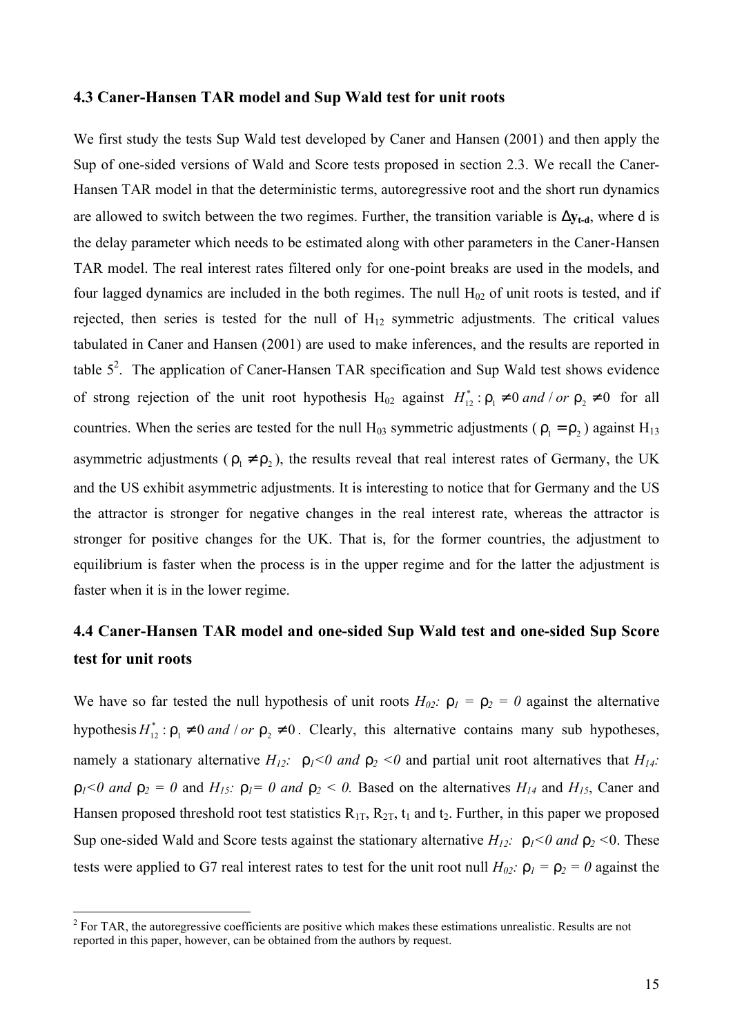### 4.3 Caner-Hansen TAR model and Sup Wald test for unit roots

We first study the tests Sup Wald test developed by Caner and Hansen (2001) and then apply the Sup of one-sided versions of Wald and Score tests proposed in section 2.3. We recall the Caner-Hansen TAR model in that the deterministic terms, autoregressive root and the short run dynamics are allowed to switch between the two regimes. Further, the transition variable is $\Delta \mathbf{y}_{\mathbf{t-d}}$, where d is the delay parameter which needs to be estimated along with other parameters in the Caner-Hansen TAR model. The real interest rates filtered only for one-point breaks are used in the models, and four lagged dynamics are included in the both regimes. The null $H_{02}$ of unit roots is tested, and if rejected, then series is tested for the null of $H_{12}$ symmetric adjustments. The critical values tabulated in Caner and Hansen (2001) are used to make inferences, and the results are reported in table 5[2]. The application of Caner-Hansen TAR specification and Sup Wald test shows evidence of strong rejection of the unit root hypothesis $H_{02}$ against $H_{12}^{*} : \rho_1 \neq 0 \; and / or \; \rho_2 \neq 0$ for all countries. When the series are tested for the null $H_{03}$ symmetric adjustments ($\rho_1 = \rho_2$) against $H_{13}$ asymmetric adjustments ($\rho_1 \neq \rho_2$), the results reveal that real interest rates of Germany, the UK and the US exhibit asymmetric adjustments. It is interesting to notice that for Germany and the US the attractor is stronger for negative changes in the real interest rate, whereas the attractor is stronger for positive changes for the UK. That is, for the former countries, the adjustment to equilibrium is faster when the process is in the upper regime and for the latter the adjustment is faster when it is in the lower regime.

### 4.4 Caner-Hansen TAR model and one-sided Sup Wald test and one-sided Sup Score test for unit roots

We have so far tested the null hypothesis of unit roots $H_{02}$: $\rho_1 = \rho_2 = 0$ against the alternative hypothesis $H_{12}^{*} : \rho_1 \neq 0 \; and / or \; \rho_2 \neq 0$. Clearly, this alternative contains many sub hypotheses, namely a stationary alternative $H_{12}$: $\rho_1 < 0 \; and \; \rho_2 < 0$ and partial unit root alternatives that $H_{14}$: $\rho_1 < 0 \; and \; \rho_2 = 0$ and $H_{15}$: $\rho_1 = 0 \; and \; \rho_2 < 0$. Based on the alternatives $H_{14}$ and $H_{15}$, Caner and Hansen proposed threshold root test statistics $R_{1T}$, $R_{2T}$, $t_1$ and $t_2$. Further, in this paper we proposed Sup one-sided Wald and Score tests against the stationary alternative $H_{12}$: $\rho_1 < 0 \; and \; \rho_2 < 0$. These tests were applied to G7 real interest rates to test for the unit root null $H_{02}$: $\rho_1 = \rho_2 = 0$ against the

[2] For TAR, the autoregressive coefficients are positive which makes these estimations unrealistic. Results are not reported in this paper, however, can be obtained from the authors by request.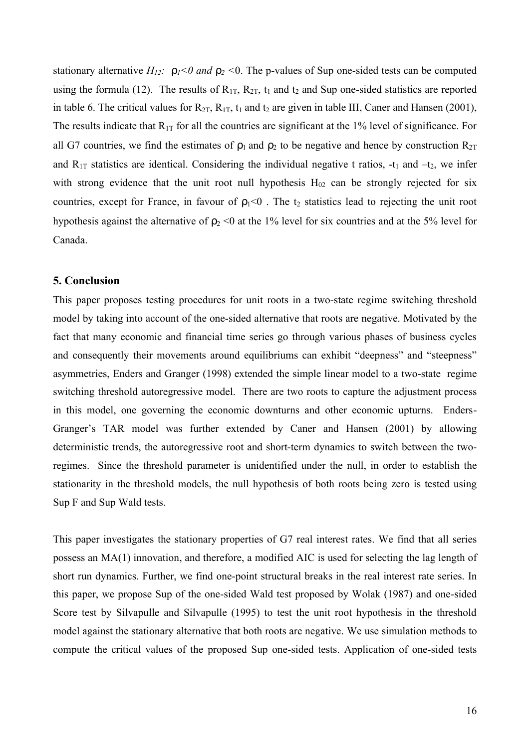stationary alternative $H_{12}$: $\rho_1<0$ *and* $\rho_2<0$. The p-values of Sup one-sided tests can be computed using the formula (12). The results of $R_{1T}$, $R_{2T}$, $t_1$ and $t_2$ and Sup one-sided statistics are reported in table 6. The critical values for $R_{2T}$, $R_{1T}$, $t_1$ and $t_2$ are given in table III, Caner and Hansen (2001), The results indicate that $R_{1T}$ for all the countries are significant at the 1% level of significance. For all G7 countries, we find the estimates of $\rho_1$ and $\rho_2$ to be negative and hence by construction $R_{2T}$ and $R_{1T}$ statistics are identical. Considering the individual negative t ratios, $-t_1$ and $-t_2$, we infer with strong evidence that the unit root null hypothesis $H_{02}$ can be strongly rejected for six countries, except for France, in favour of $\rho_1<0$ . The $t_2$ statistics lead to rejecting the unit root hypothesis against the alternative of $\rho_2<0$ at the 1% level for six countries and at the 5% level for Canada.

## 5. Conclusion

This paper proposes testing procedures for unit roots in a two-state regime switching threshold model by taking into account of the one-sided alternative that roots are negative. Motivated by the fact that many economic and financial time series go through various phases of business cycles and consequently their movements around equilibriums can exhibit "deepness" and "steepness" asymmetries, Enders and Granger (1998) extended the simple linear model to a two-state regime switching threshold autoregressive model. There are two roots to capture the adjustment process in this model, one governing the economic downturns and other economic upturns. Enders-Granger's TAR model was further extended by Caner and Hansen (2001) by allowing deterministic trends, the autoregressive root and short-term dynamics to switch between the two-regimes. Since the threshold parameter is unidentified under the null, in order to establish the stationarity in the threshold models, the null hypothesis of both roots being zero is tested using Sup F and Sup Wald tests.

This paper investigates the stationary properties of G7 real interest rates. We find that all series possess an MA(1) innovation, and therefore, a modified AIC is used for selecting the lag length of short run dynamics. Further, we find one-point structural breaks in the real interest rate series. In this paper, we propose Sup of the one-sided Wald test proposed by Wolak (1987) and one-sided Score test by Silvapulle and Silvapulle (1995) to test the unit root hypothesis in the threshold model against the stationary alternative that both roots are negative. We use simulation methods to compute the critical values of the proposed Sup one-sided tests. Application of one-sided tests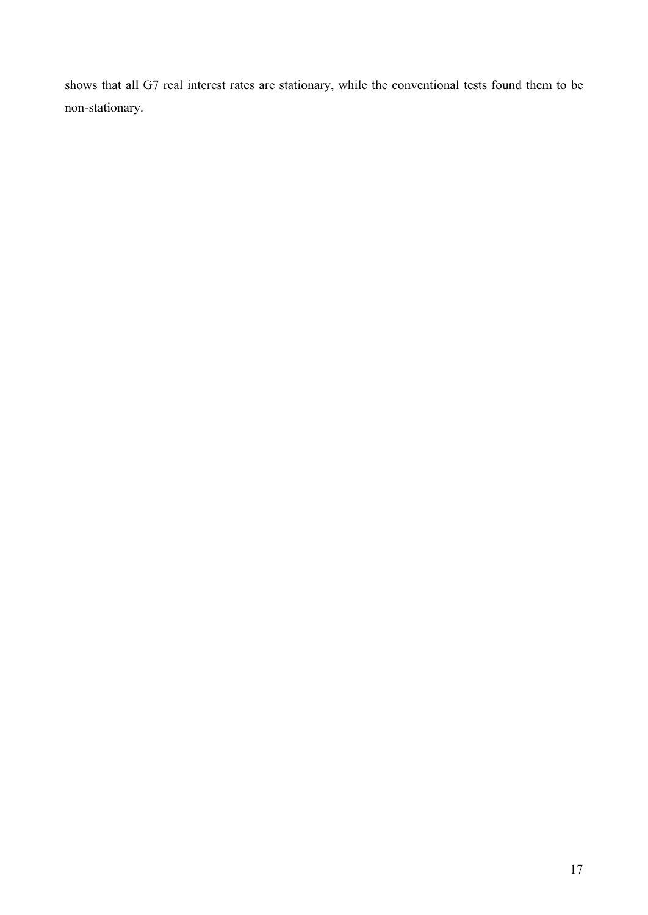shows that all G7 real interest rates are stationary, while the conventional tests found them to be non-stationary.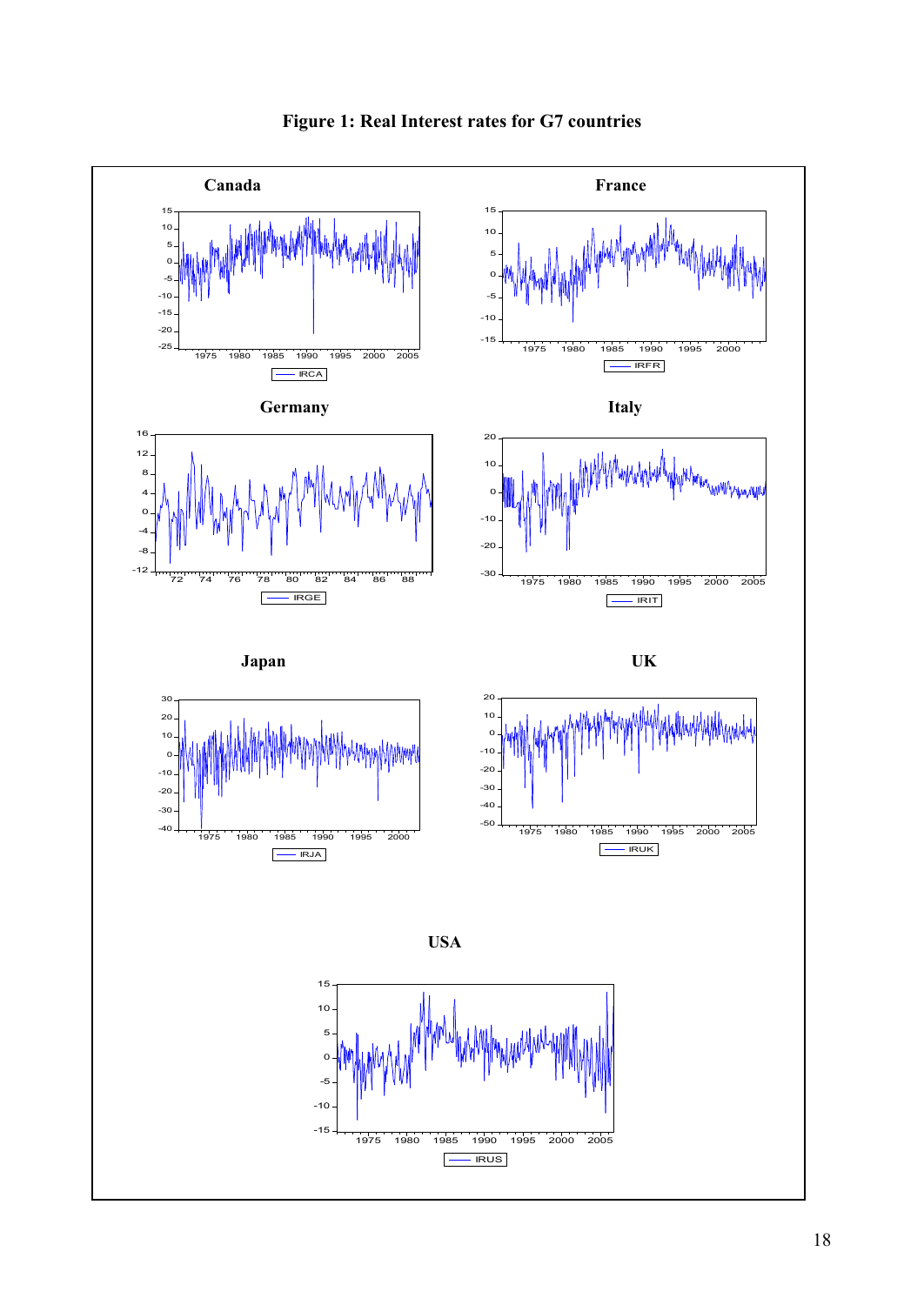**Figure 1: Real Interest rates for G7 countries**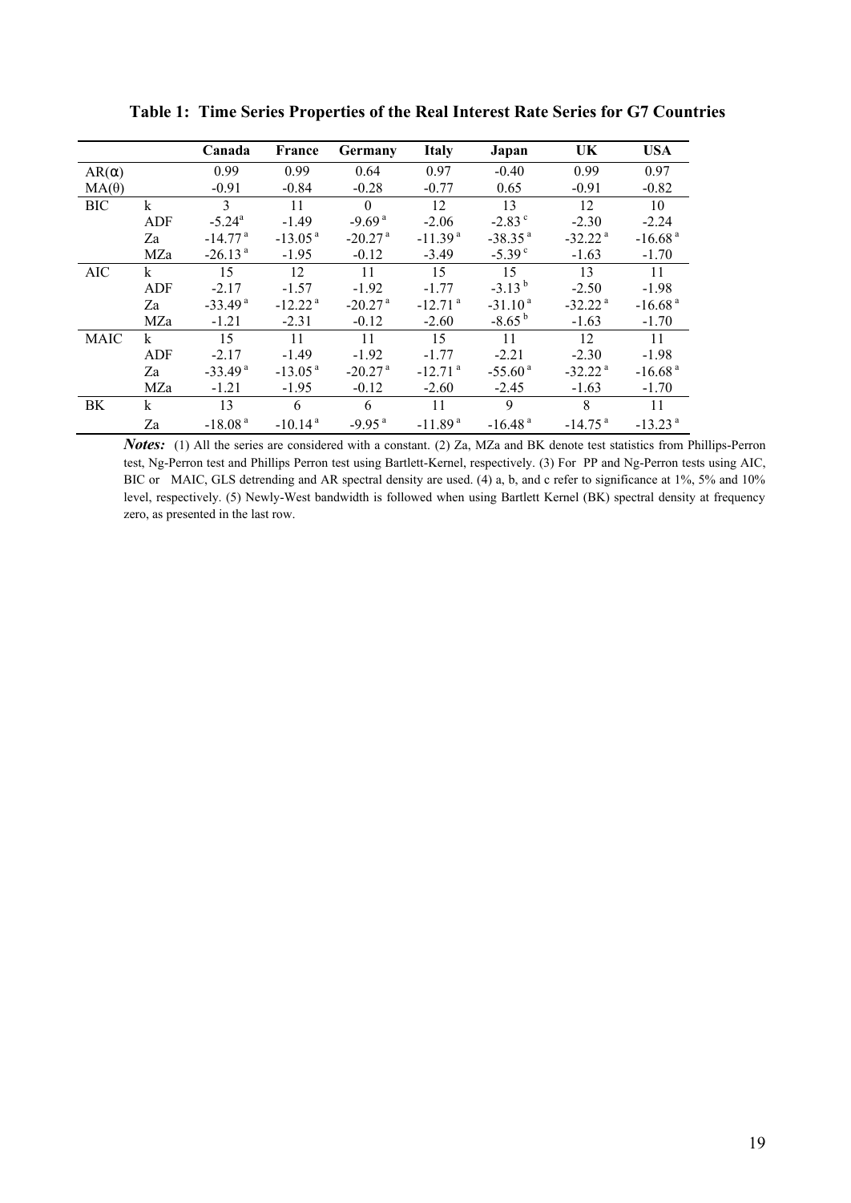**Table 1: Time Series Properties of the Real Interest Rate Series for G7 Countries**

| | | Canada | France | Germany | Italy | Japan | UK | USA |
|---|---|---|---|---|---|---|---|---|
| AR(α) | | 0.99 | 0.99 | 0.64 | 0.97 | -0.40 | 0.99 | 0.97 |
| MA(θ) | | -0.91 | -0.84 | -0.28 | -0.77 | 0.65 | -0.91 | -0.82 |
| BIC | k | 3 | 11 | 0 | 12 | 13 | 12 | 10 |
| | ADF | -5.24[a] | -1.49 | -9.69[a] | -2.06 | -2.83[c] | -2.30 | -2.24 |
| | Za | -14.77[a] | -13.05[a] | -20.27[a] | -11.39[a] | -38.35[a] | -32.22[a] | -16.68[a] |
| | MZa | -26.13[a] | -1.95 | -0.12 | -3.49 | -5.39[c] | -1.63 | -1.70 |
| AIC | k | 15 | 12 | 11 | 15 | 15 | 13 | 11 |
| | ADF | -2.17 | -1.57 | -1.92 | -1.77 | -3.13[b] | -2.50 | -1.98 |
| | Za | -33.49[a] | -12.22[a] | -20.27[a] | -12.71[a] | -31.10[a] | -32.22[a] | -16.68[a] |
| | MZa | -1.21 | -2.31 | -0.12 | -2.60 | -8.65[b] | -1.63 | -1.70 |
| MAIC | k | 15 | 11 | 11 | 15 | 11 | 12 | 11 |
| | ADF | -2.17 | -1.49 | -1.92 | -1.77 | -2.21 | -2.30 | -1.98 |
| | Za | -33.49[a] | -13.05[a] | -20.27[a] | -12.71[a] | -55.60[a] | -32.22[a] | -16.68[a] |
| | MZa | -1.21 | -1.95 | -0.12 | -2.60 | -2.45 | -1.63 | -1.70 |
| BK | k | 13 | 6 | 6 | 11 | 9 | 8 | 11 |
| | Za | -18.08[a] | -10.14[a] | -9.95[a] | -11.89[a] | -16.48[a] | -14.75[a] | -13.23[a] |

***Notes:*** (1) All the series are considered with a constant. (2) Za, MZa and BK denote test statistics from Phillips-Perron test, Ng-Perron test and Phillips Perron test using Bartlett-Kernel, respectively. (3) For PP and Ng-Perron tests using AIC, BIC or MAIC, GLS detrending and AR spectral density are used. (4) a, b, and c refer to significance at 1%, 5% and 10% level, respectively. (5) Newly-West bandwidth is followed when using Bartlett Kernel (BK) spectral density at frequency zero, as presented in the last row.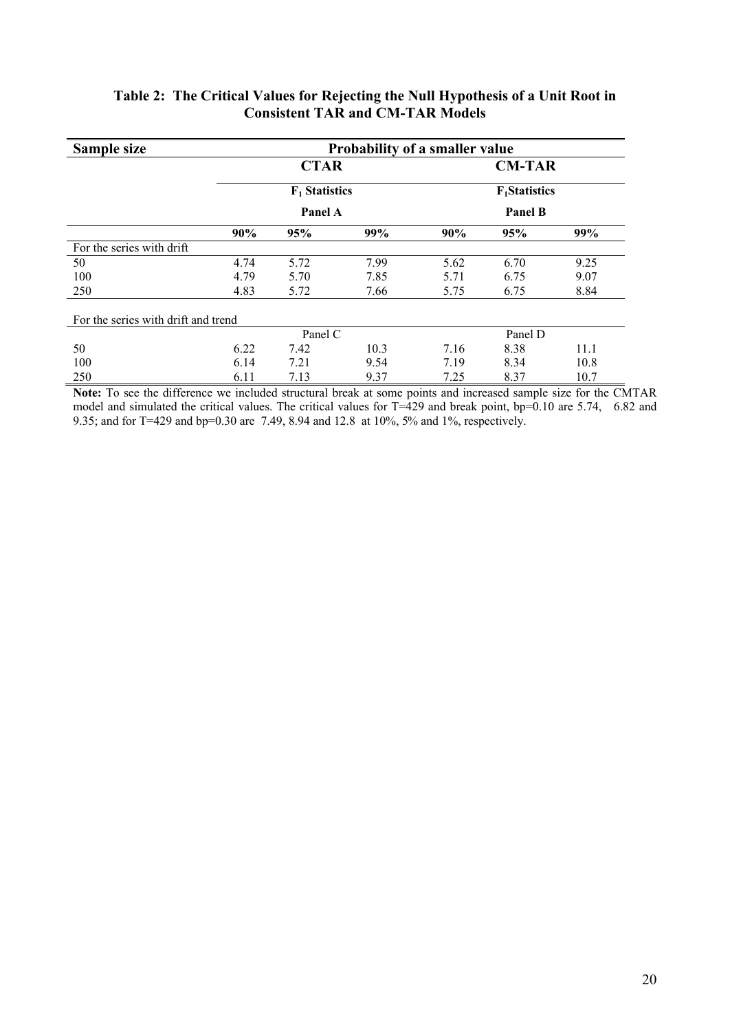**Table 2: The Critical Values for Rejecting the Null Hypothesis of a Unit Root in Consistent TAR and CM-TAR Models**

| Sample size | Probability of a smaller value | | | | | |
|---|---|---|---|---|---|---|
| | CTAR | | | CM-TAR | | |
| | $F_1$ Statistics | | | $F_1$Statistics | | |
| | Panel A | | | Panel B | | |
| | **90%** | **95%** | **99%** | **90%** | **95%** | **99%** |
| For the series with drift | | | | | | |
| 50 | 4.74 | 5.72 | 7.99 | 5.62 | 6.70 | 9.25 |
| 100 | 4.79 | 5.70 | 7.85 | 5.71 | 6.75 | 9.07 |
| 250 | 4.83 | 5.72 | 7.66 | 5.75 | 6.75 | 8.84 |
| For the series with drift and trend | | | | | | |
| | Panel C | | | Panel D | | |
| 50 | 6.22 | 7.42 | 10.3 | 7.16 | 8.38 | 11.1 |
| 100 | 6.14 | 7.21 | 9.54 | 7.19 | 8.34 | 10.8 |
| 250 | 6.11 | 7.13 | 9.37 | 7.25 | 8.37 | 10.7 |

**Note:** To see the difference we included structural break at some points and increased sample size for the CMTAR model and simulated the critical values. The critical values for T=429 and break point, bp=0.10 are 5.74, 6.82 and 9.35; and for T=429 and bp=0.30 are 7.49, 8.94 and 12.8 at 10%, 5% and 1%, respectively.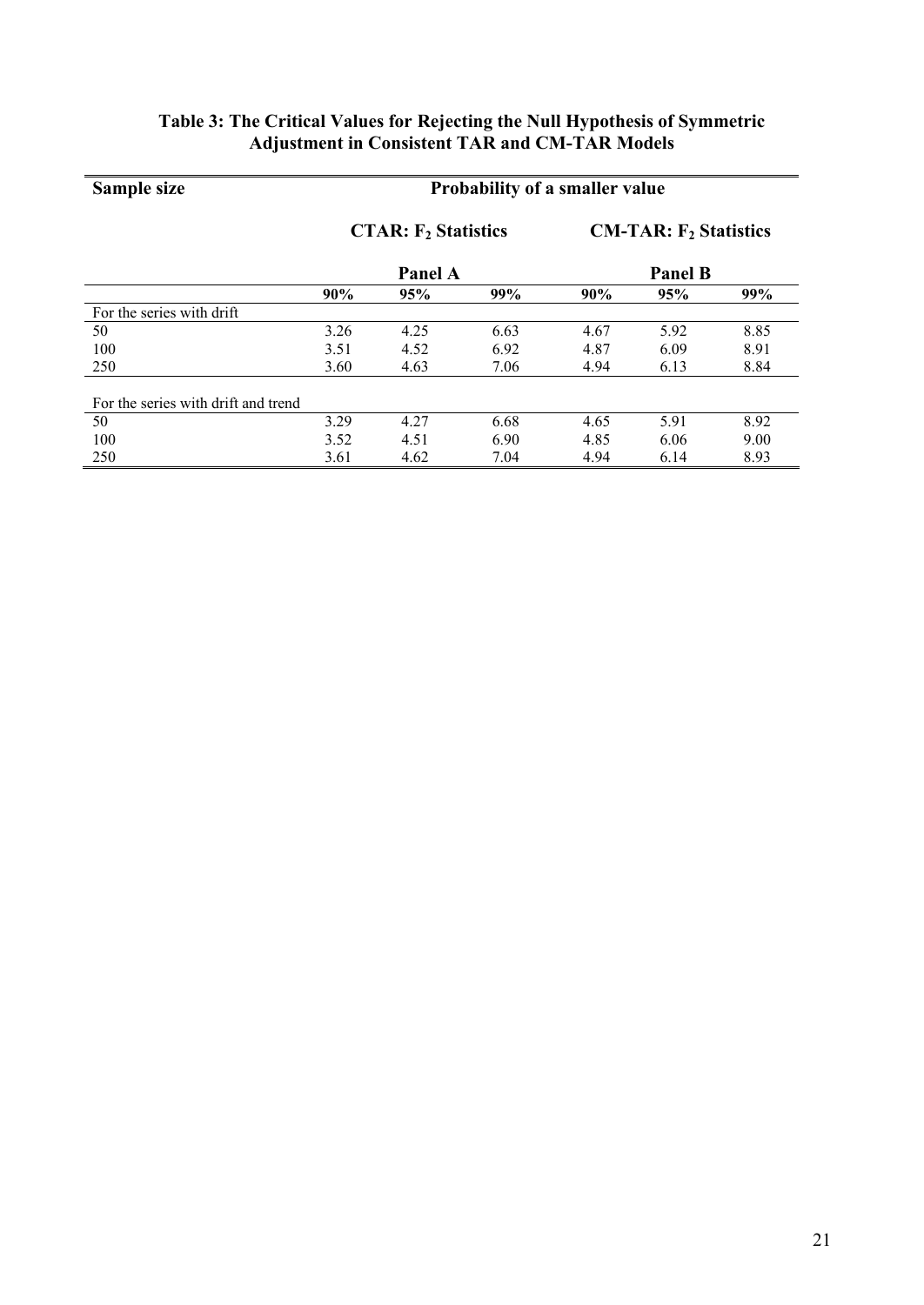**Table 3: The Critical Values for Rejecting the Null Hypothesis of Symmetric Adjustment in Consistent TAR and CM-TAR Models**

| **Sample size** | **Probability of a smaller value** | | | | | |
|---|---|---|---|---|---|---|
| | **CTAR: $F_2$ Statistics** | | | **CM-TAR: $F_2$ Statistics** | | |
| | **Panel A** | | | **Panel B** | | |
| | **90%** | **95%** | **99%** | **90%** | **95%** | **99%** |
| For the series with drift | | | | | | |
| 50 | 3.26 | 4.25 | 6.63 | 4.67 | 5.92 | 8.85 |
| 100 | 3.51 | 4.52 | 6.92 | 4.87 | 6.09 | 8.91 |
| 250 | 3.60 | 4.63 | 7.06 | 4.94 | 6.13 | 8.84 |
| For the series with drift and trend | | | | | | |
| 50 | 3.29 | 4.27 | 6.68 | 4.65 | 5.91 | 8.92 |
| 100 | 3.52 | 4.51 | 6.90 | 4.85 | 6.06 | 9.00 |
| 250 | 3.61 | 4.62 | 7.04 | 4.94 | 6.14 | 8.93 |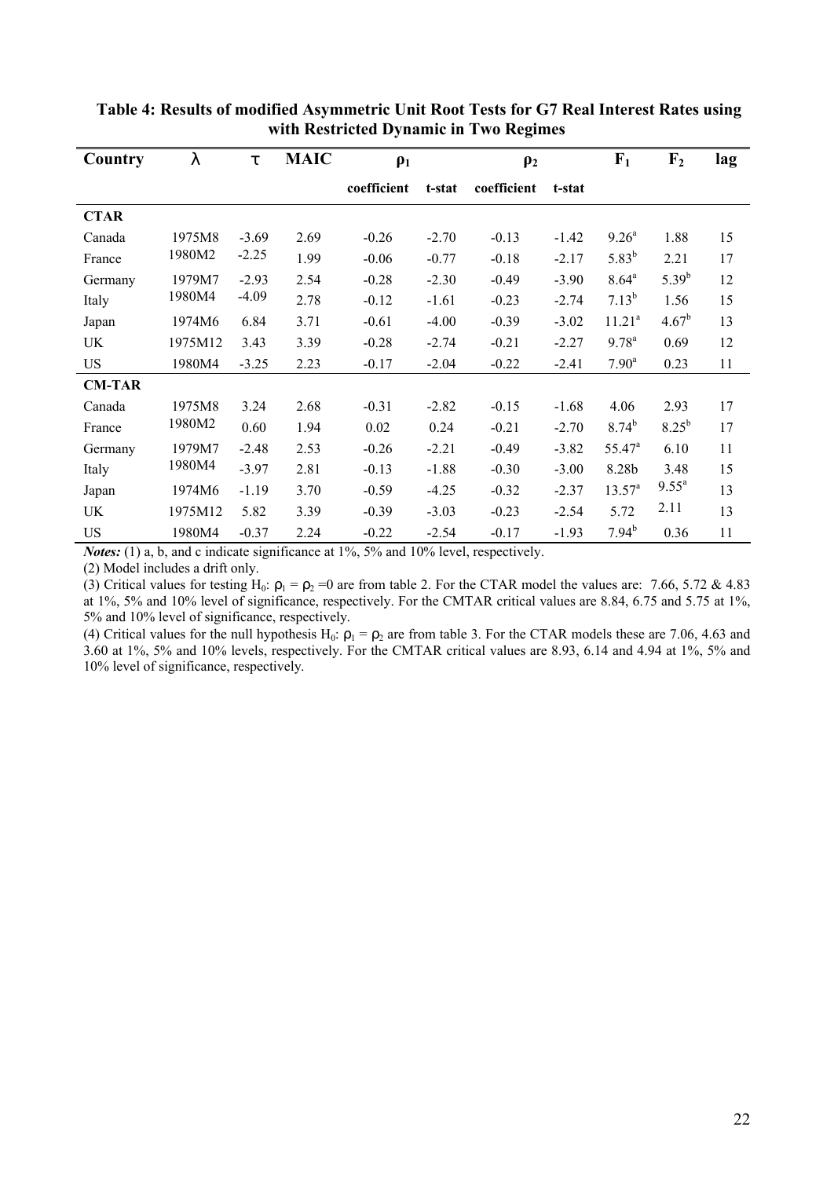**Table 4: Results of modified Asymmetric Unit Root Tests for G7 Real Interest Rates using with Restricted Dynamic in Two Regimes**

| Country | λ | τ | MAIC | $\rho_1$ | | $\rho_2$ | | $F_1$ | $F_2$ | lag |
|---|---|---|---|---|---|---|---|---|---|---|
| | | | | coefficient | t-stat | coefficient | t-stat | | | |
| **CTAR** | | | | | | | | | | |
| Canada | 1975M8 | -3.69 | 2.69 | -0.26 | -2.70 | -0.13 | -1.42 | 9.26[a] | 1.88 | 15 |
| France | 1980M2 | -2.25 | 1.99 | -0.06 | -0.77 | -0.18 | -2.17 | 5.83[b] | 2.21 | 17 |
| Germany | 1979M7 | -2.93 | 2.54 | -0.28 | -2.30 | -0.49 | -3.90 | 8.64[a] | 5.39[b] | 12 |
| Italy | 1980M4 | -4.09 | 2.78 | -0.12 | -1.61 | -0.23 | -2.74 | 7.13[b] | 1.56 | 15 |
| Japan | 1974M6 | 6.84 | 3.71 | -0.61 | -4.00 | -0.39 | -3.02 | 11.21[a] | 4.67[b] | 13 |
| UK | 1975M12 | 3.43 | 3.39 | -0.28 | -2.74 | -0.21 | -2.27 | 9.78[a] | 0.69 | 12 |
| US | 1980M4 | -3.25 | 2.23 | -0.17 | -2.04 | -0.22 | -2.41 | 7.90[a] | 0.23 | 11 |
| **CM-TAR** | | | | | | | | | | |
| Canada | 1975M8 | 3.24 | 2.68 | -0.31 | -2.82 | -0.15 | -1.68 | 4.06 | 2.93 | 17 |
| France | 1980M2 | 0.60 | 1.94 | 0.02 | 0.24 | -0.21 | -2.70 | 8.74[b] | 8.25[b] | 17 |
| Germany | 1979M7 | -2.48 | 2.53 | -0.26 | -2.21 | -0.49 | -3.82 | 55.47[a] | 6.10 | 11 |
| Italy | 1980M4 | -3.97 | 2.81 | -0.13 | -1.88 | -0.30 | -3.00 | 8.28b | 3.48 | 15 |
| Japan | 1974M6 | -1.19 | 3.70 | -0.59 | -4.25 | -0.32 | -2.37 | 13.57[a] | 9.55[a] | 13 |
| UK | 1975M12 | 5.82 | 3.39 | -0.39 | -3.03 | -0.23 | -2.54 | 5.72 | 2.11 | 13 |
| US | 1980M4 | -0.37 | 2.24 | -0.22 | -2.54 | -0.17 | -1.93 | 7.94[b] | 0.36 | 11 |

*Notes:* (1) a, b, and c indicate significance at 1%, 5% and 10% level, respectively.

(2) Model includes a drift only.

(3) Critical values for testing $H_0$: $\rho_1 = \rho_2 = 0$ are from table 2. For the CTAR model the values are: 7.66, 5.72 & 4.83 at 1%, 5% and 10% level of significance, respectively. For the CMTAR critical values are 8.84, 6.75 and 5.75 at 1%, 5% and 10% level of significance, respectively.

(4) Critical values for the null hypothesis $H_0$: $\rho_1 = \rho_2$ are from table 3. For the CTAR models these are 7.06, 4.63 and 3.60 at 1%, 5% and 10% levels, respectively. For the CMTAR critical values are 8.93, 6.14 and 4.94 at 1%, 5% and 10% level of significance, respectively.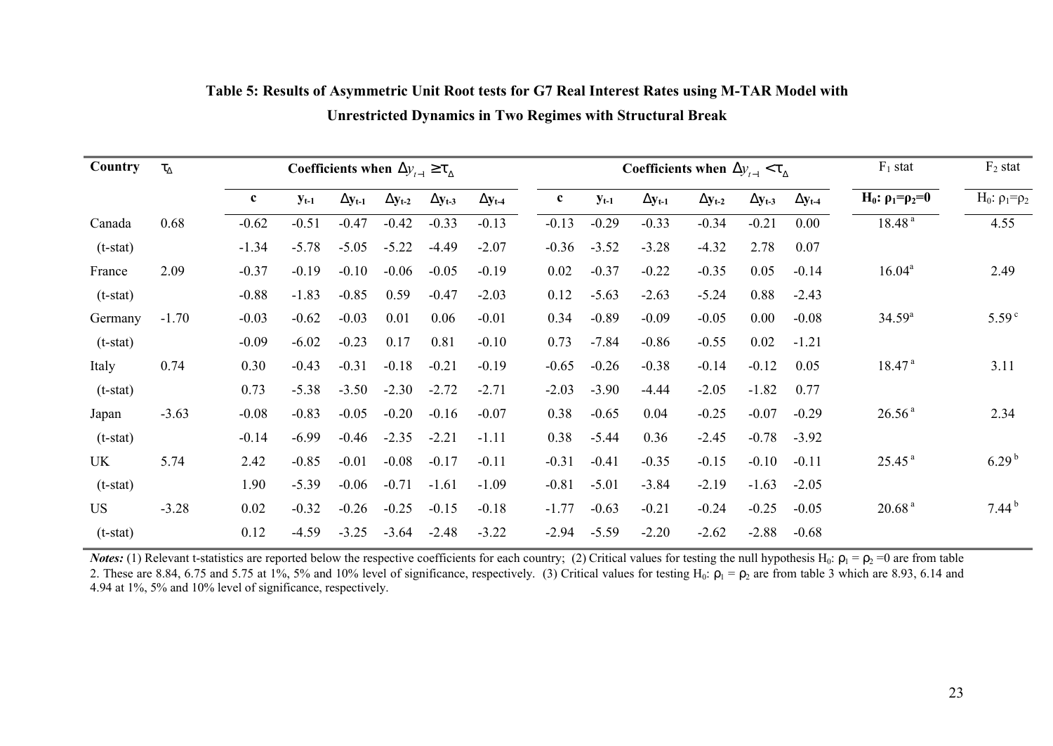**Table 5: Results of Asymmetric Unit Root tests for G7 Real Interest Rates using M-TAR Model with Unrestricted Dynamics in Two Regimes with Structural Break**

| Country | $\tau_\Delta$ | Coefficients when $\Delta y_{t-1} \geq \tau_\Delta$ | | | | | | Coefficients when $\Delta y_{t-1} < \tau_\Delta$ | | | | | | $F_1$ stat | $F_2$ stat |
|---|---|---|---|---|---|---|---|---|---|---|---|---|---|---|---|
| | | c | $y_{t-1}$ | $\Delta y_{t-1}$ | $\Delta y_{t-2}$ | $\Delta y_{t-3}$ | $\Delta y_{t-4}$ | c | $y_{t-1}$ | $\Delta y_{t-1}$ | $\Delta y_{t-2}$ | $\Delta y_{t-3}$ | $\Delta y_{t-4}$ | $H_0: \rho_1=\rho_2=0$ | $H_0: \rho_1=\rho_2$ |
| Canada | 0.68 | -0.62 | -0.51 | -0.47 | -0.42 | -0.33 | -0.13 | -0.13 | -0.29 | -0.33 | -0.34 | -0.21 | 0.00 | 18.48 [a] | 4.55 |
| (t-stat) | | -1.34 | -5.78 | -5.05 | -5.22 | -4.49 | -2.07 | -0.36 | -3.52 | -3.28 | -4.32 | 2.78 | 0.07 | | |
| France | 2.09 | -0.37 | -0.19 | -0.10 | -0.06 | -0.05 | -0.19 | 0.02 | -0.37 | -0.22 | -0.35 | 0.05 | -0.14 | 16.04 [a] | 2.49 |
| (t-stat) | | -0.88 | -1.83 | -0.85 | 0.59 | -0.47 | -2.03 | 0.12 | -5.63 | -2.63 | -5.24 | 0.88 | -2.43 | | |
| Germany | -1.70 | -0.03 | -0.62 | -0.03 | 0.01 | 0.06 | -0.01 | 0.34 | -0.89 | -0.09 | -0.05 | 0.00 | -0.08 | 34.59 [a] | 5.59 [c] |
| (t-stat) | | -0.09 | -6.02 | -0.23 | 0.17 | 0.81 | -0.10 | 0.73 | -7.84 | -0.86 | -0.55 | 0.02 | -1.21 | | |
| Italy | 0.74 | 0.30 | -0.43 | -0.31 | -0.18 | -0.21 | -0.19 | -0.65 | -0.26 | -0.38 | -0.14 | -0.12 | 0.05 | 18.47 [a] | 3.11 |
| (t-stat) | | 0.73 | -5.38 | -3.50 | -2.30 | -2.72 | -2.71 | -2.03 | -3.90 | -4.44 | -2.05 | -1.82 | 0.77 | | |
| Japan | -3.63 | -0.08 | -0.83 | -0.05 | -0.20 | -0.16 | -0.07 | 0.38 | -0.65 | 0.04 | -0.25 | -0.07 | -0.29 | 26.56 [a] | 2.34 |
| (t-stat) | | -0.14 | -6.99 | -0.46 | -2.35 | -2.21 | -1.11 | 0.38 | -5.44 | 0.36 | -2.45 | -0.78 | -3.92 | | |
| UK | 5.74 | 2.42 | -0.85 | -0.01 | -0.08 | -0.17 | -0.11 | -0.31 | -0.41 | -0.35 | -0.15 | -0.10 | -0.11 | 25.45 [a] | 6.29 [b] |
| (t-stat) | | 1.90 | -5.39 | -0.06 | -0.71 | -1.61 | -1.09 | -0.81 | -5.01 | -3.84 | -2.19 | -1.63 | -2.05 | | |
| US | -3.28 | 0.02 | -0.32 | -0.26 | -0.25 | -0.15 | -0.18 | -1.77 | -0.63 | -0.21 | -0.24 | -0.25 | -0.05 | 20.68 [a] | 7.44 [b] |
| (t-stat) | | 0.12 | -4.59 | -3.25 | -3.64 | -2.48 | -3.22 | -2.94 | -5.59 | -2.20 | -2.62 | -2.88 | -0.68 | | |

***Notes:*** (1) Relevant t-statistics are reported below the respective coefficients for each country; (2) Critical values for testing the null hypothesis $H_0$: $\rho_1 = \rho_2 = 0$ are from table 2. These are 8.84, 6.75 and 5.75 at 1%, 5% and 10% level of significance, respectively. (3) Critical values for testing $H_0$: $\rho_1 = \rho_2$ are from table 3 which are 8.93, 6.14 and 4.94 at 1%, 5% and 10% level of significance, respectively.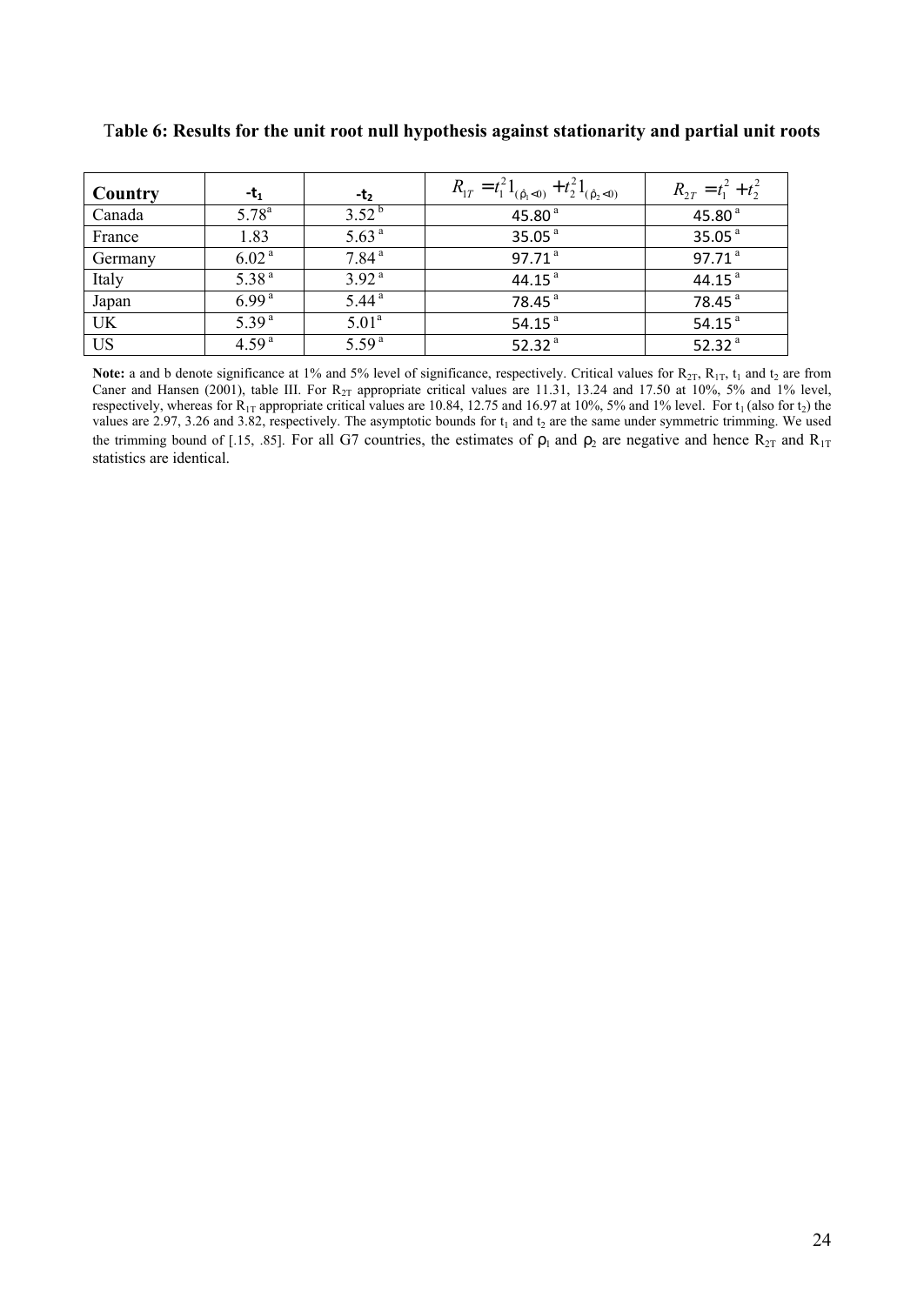**Table 6: Results for the unit root null hypothesis against stationarity and partial unit roots**

| Country | $-t_1$ | $-t_2$ | $R_{1T} = t_1^2 1_{(\hat{\rho}_1 < 0)} + t_2^2 1_{(\hat{\rho}_2 < 0)}$ | $R_{2T} = t_1^2 + t_2^2$ |
|---|---|---|---|---|
| Canada | 5.78[a] | 3.52[b] | 45.80[a] | 45.80[a] |
| France | 1.83 | 5.63[a] | 35.05[a] | 35.05[a] |
| Germany | 6.02[a] | 7.84[a] | 97.71[a] | 97.71[a] |
| Italy | 5.38[a] | 3.92[a] | 44.15[a] | 44.15[a] |
| Japan | 6.99[a] | 5.44[a] | 78.45[a] | 78.45[a] |
| UK | 5.39[a] | 5.01[a] | 54.15[a] | 54.15[a] |
| US | 4.59[a] | 5.59[a] | 52.32[a] | 52.32[a] |

**Note:** a and b denote significance at 1% and 5% level of significance, respectively. Critical values for $R_{2T}$, $R_{1T}$, $t_1$ and $t_2$ are from Caner and Hansen (2001), table III. For $R_{2T}$ appropriate critical values are 11.31, 13.24 and 17.50 at 10%, 5% and 1% level, respectively, whereas for $R_{1T}$ appropriate critical values are 10.84, 12.75 and 16.97 at 10%, 5% and 1% level. For $t_1$ (also for $t_2$) the values are 2.97, 3.26 and 3.82, respectively. The asymptotic bounds for $t_1$ and $t_2$ are the same under symmetric trimming. We used the trimming bound of [.15, .85]. For all G7 countries, the estimates of $\rho_1$ and $\rho_2$ are negative and hence $R_{2T}$ and $R_{1T}$ statistics are identical.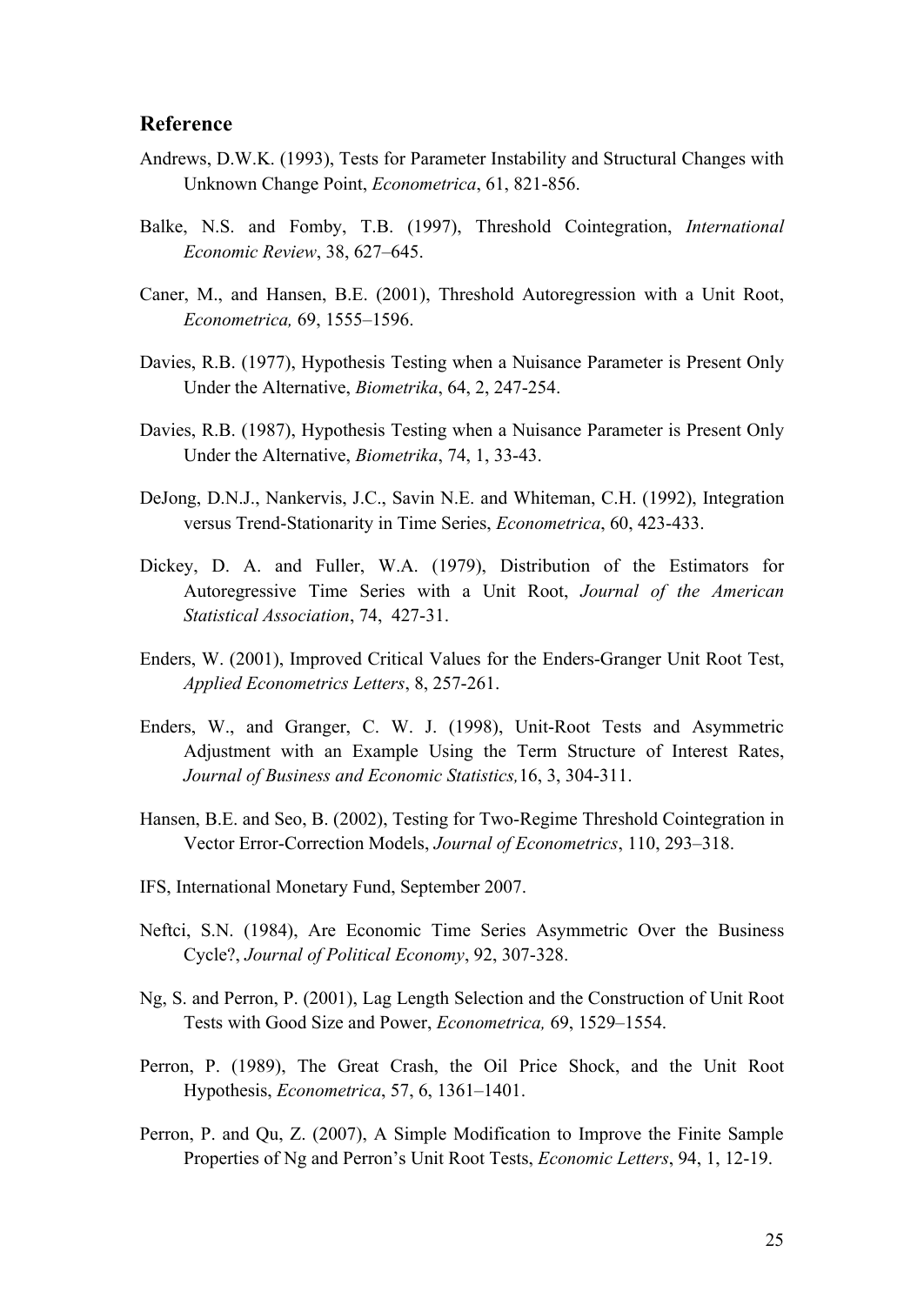## Reference

Andrews, D.W.K. (1993), Tests for Parameter Instability and Structural Changes with Unknown Change Point, *Econometrica*, 61, 821-856.

Balke, N.S. and Fomby, T.B. (1997), Threshold Cointegration, *International Economic Review*, 38, 627–645.

Caner, M., and Hansen, B.E. (2001), Threshold Autoregression with a Unit Root, *Econometrica,* 69, 1555–1596.

Davies, R.B. (1977), Hypothesis Testing when a Nuisance Parameter is Present Only Under the Alternative, *Biometrika*, 64, 2, 247-254.

Davies, R.B. (1987), Hypothesis Testing when a Nuisance Parameter is Present Only Under the Alternative, *Biometrika*, 74, 1, 33-43.

DeJong, D.N.J., Nankervis, J.C., Savin N.E. and Whiteman, C.H. (1992), Integration versus Trend-Stationarity in Time Series, *Econometrica*, 60, 423-433.

Dickey, D. A. and Fuller, W.A. (1979), Distribution of the Estimators for Autoregressive Time Series with a Unit Root, *Journal of the American Statistical Association*, 74, 427-31.

Enders, W. (2001), Improved Critical Values for the Enders-Granger Unit Root Test, *Applied Econometrics Letters*, 8, 257-261.

Enders, W., and Granger, C. W. J. (1998), Unit-Root Tests and Asymmetric Adjustment with an Example Using the Term Structure of Interest Rates, *Journal of Business and Economic Statistics,*16, 3, 304-311.

Hansen, B.E. and Seo, B. (2002), Testing for Two-Regime Threshold Cointegration in Vector Error-Correction Models, *Journal of Econometrics*, 110, 293–318.

IFS, International Monetary Fund, September 2007.

Neftci, S.N. (1984), Are Economic Time Series Asymmetric Over the Business Cycle?, *Journal of Political Economy*, 92, 307-328.

Ng, S. and Perron, P. (2001), Lag Length Selection and the Construction of Unit Root Tests with Good Size and Power, *Econometrica,* 69, 1529–1554.

Perron, P. (1989), The Great Crash, the Oil Price Shock, and the Unit Root Hypothesis, *Econometrica*, 57, 6, 1361–1401.

Perron, P. and Qu, Z. (2007), A Simple Modification to Improve the Finite Sample Properties of Ng and Perron's Unit Root Tests, *Economic Letters*, 94, 1, 12-19.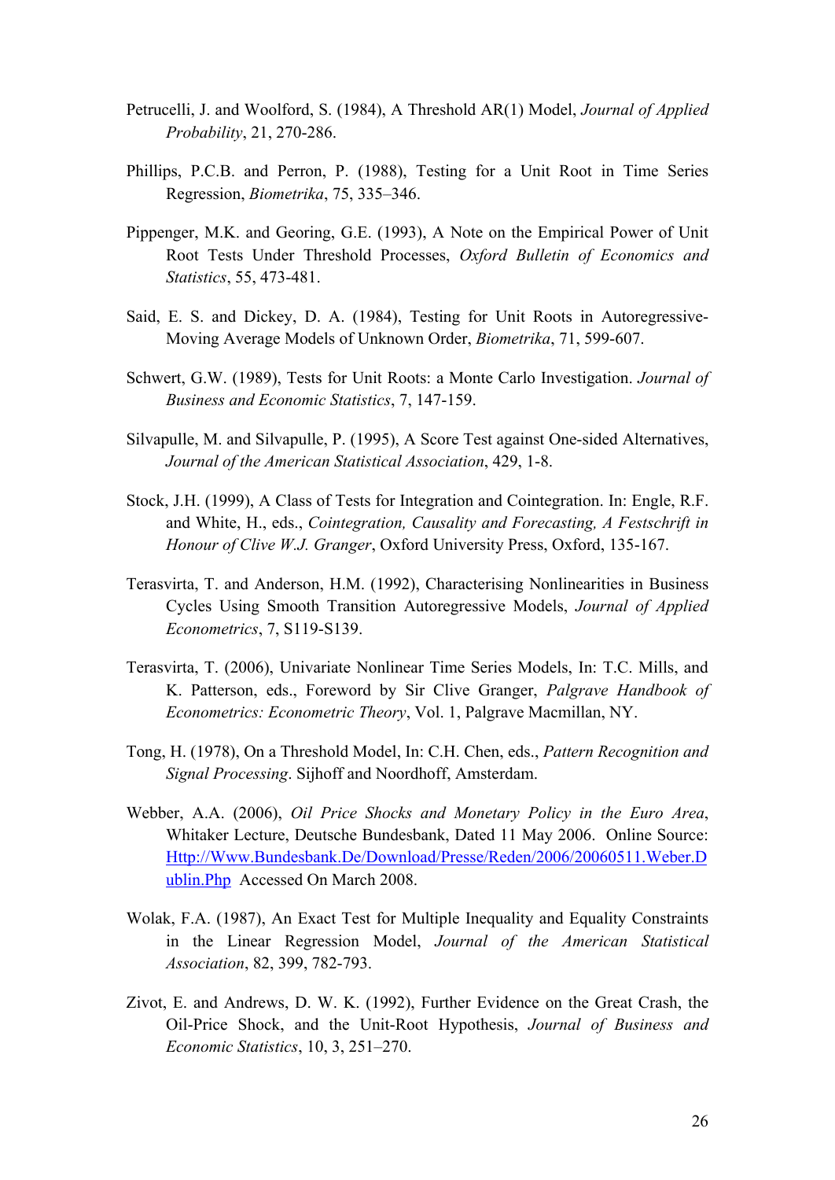Petrucelli, J. and Woolford, S. (1984), A Threshold AR(1) Model, *Journal of Applied Probability*, 21, 270-286.

Phillips, P.C.B. and Perron, P. (1988), Testing for a Unit Root in Time Series Regression, *Biometrika*, 75, 335–346.

Pippenger, M.K. and Georing, G.E. (1993), A Note on the Empirical Power of Unit Root Tests Under Threshold Processes, *Oxford Bulletin of Economics and Statistics*, 55, 473-481.

Said, E. S. and Dickey, D. A. (1984), Testing for Unit Roots in Autoregressive-Moving Average Models of Unknown Order, *Biometrika*, 71, 599-607.

Schwert, G.W. (1989), Tests for Unit Roots: a Monte Carlo Investigation. *Journal of Business and Economic Statistics*, 7, 147-159.

Silvapulle, M. and Silvapulle, P. (1995), A Score Test against One-sided Alternatives, *Journal of the American Statistical Association*, 429, 1-8.

Stock, J.H. (1999), A Class of Tests for Integration and Cointegration. In: Engle, R.F. and White, H., eds., *Cointegration, Causality and Forecasting, A Festschrift in Honour of Clive W.J. Granger*, Oxford University Press, Oxford, 135-167.

Terasvirta, T. and Anderson, H.M. (1992), Characterising Nonlinearities in Business Cycles Using Smooth Transition Autoregressive Models, *Journal of Applied Econometrics*, 7, S119-S139.

Terasvirta, T. (2006), Univariate Nonlinear Time Series Models, In: T.C. Mills, and K. Patterson, eds., Foreword by Sir Clive Granger, *Palgrave Handbook of Econometrics: Econometric Theory*, Vol. 1, Palgrave Macmillan, NY.

Tong, H. (1978), On a Threshold Model, In: C.H. Chen, eds., *Pattern Recognition and Signal Processing*. Sijhoff and Noordhoff, Amsterdam.

Webber, A.A. (2006), *Oil Price Shocks and Monetary Policy in the Euro Area*, Whitaker Lecture, Deutsche Bundesbank, Dated 11 May 2006. Online Source: [Http://Www.Bundesbank.De/Download/Presse/Reden/2006/20060511.Weber.Dublin.Php](Http://Www.Bundesbank.De/Download/Presse/Reden/2006/20060511.Weber.Dublin.Php) Accessed On March 2008.

Wolak, F.A. (1987), An Exact Test for Multiple Inequality and Equality Constraints in the Linear Regression Model, *Journal of the American Statistical Association*, 82, 399, 782-793.

Zivot, E. and Andrews, D. W. K. (1992), Further Evidence on the Great Crash, the Oil-Price Shock, and the Unit-Root Hypothesis, *Journal of Business and Economic Statistics*, 10, 3, 251–270.